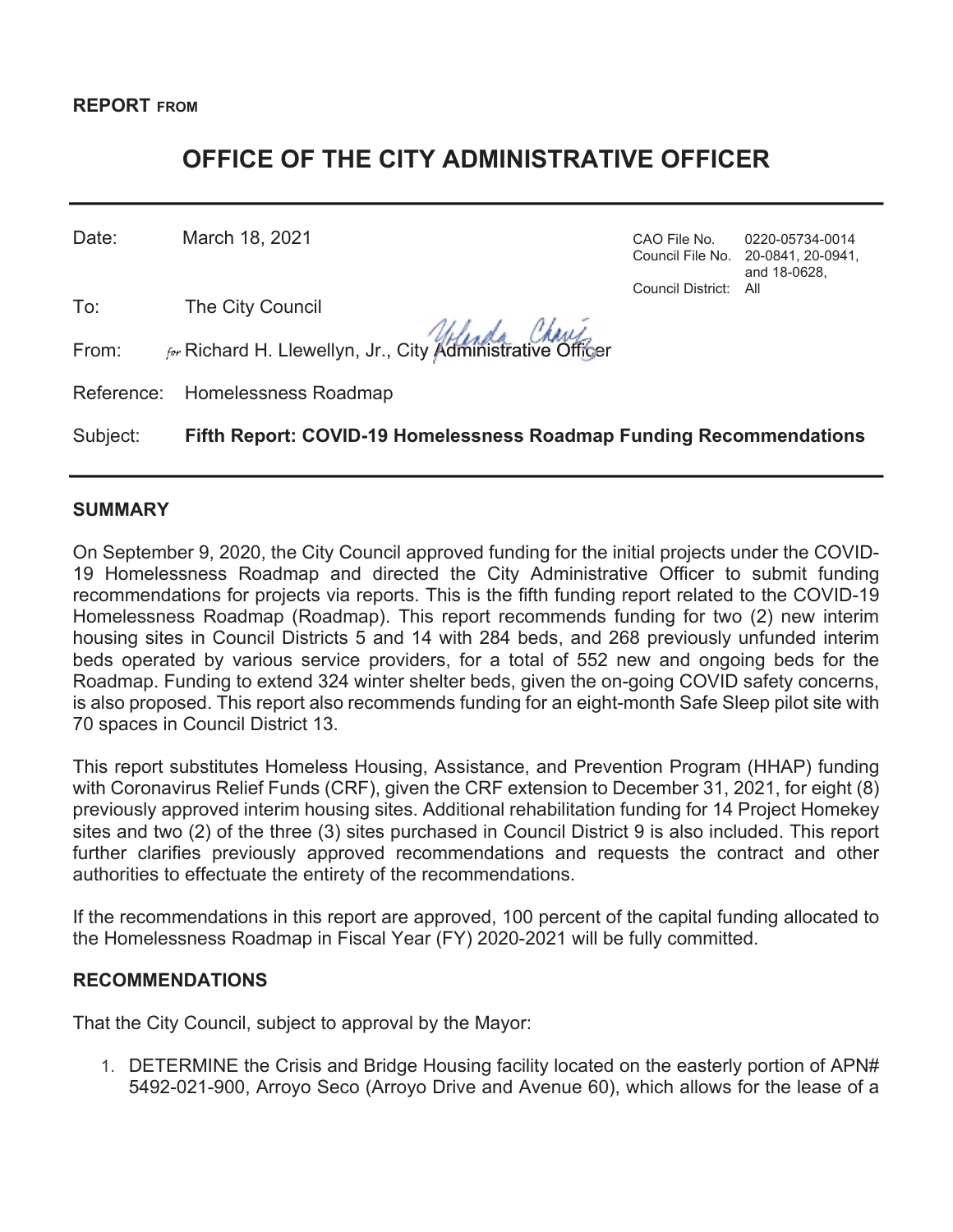**REPORT FROM**

# OFFICE OF THE CITY ADMINISTRATIVE OFFICER

| | | | |
|---|---|---|---|
| Date: | March 18, 2021 | CAO File No. | 0220-05734-0014 |
| | | Council File No. | 20-0841, 20-0941, and 18-0628, |
| | | Council District: | All |
| To: | The City Council | | |
| From: | *for* Richard H. Llewellyn, Jr., City Administrative Officer | | |
| Reference: | Homelessness Roadmap | | |
| Subject: | **Fifth Report: COVID-19 Homelessness Roadmap Funding Recommendations** | | |

## SUMMARY

On September 9, 2020, the City Council approved funding for the initial projects under the COVID-19 Homelessness Roadmap and directed the City Administrative Officer to submit funding recommendations for projects via reports. This is the fifth funding report related to the COVID-19 Homelessness Roadmap (Roadmap). This report recommends funding for two (2) new interim housing sites in Council Districts 5 and 14 with 284 beds, and 268 previously unfunded interim beds operated by various service providers, for a total of 552 new and ongoing beds for the Roadmap. Funding to extend 324 winter shelter beds, given the on-going COVID safety concerns, is also proposed. This report also recommends funding for an eight-month Safe Sleep pilot site with 70 spaces in Council District 13.

This report substitutes Homeless Housing, Assistance, and Prevention Program (HHAP) funding with Coronavirus Relief Funds (CRF), given the CRF extension to December 31, 2021, for eight (8) previously approved interim housing sites. Additional rehabilitation funding for 14 Project Homekey sites and two (2) of the three (3) sites purchased in Council District 9 is also included. This report further clarifies previously approved recommendations and requests the contract and other authorities to effectuate the entirety of the recommendations.

If the recommendations in this report are approved, 100 percent of the capital funding allocated to the Homelessness Roadmap in Fiscal Year (FY) 2020-2021 will be fully committed.

## RECOMMENDATIONS

That the City Council, subject to approval by the Mayor:

1. DETERMINE the Crisis and Bridge Housing facility located on the easterly portion of APN# 5492-021-900, Arroyo Seco (Arroyo Drive and Avenue 60), which allows for the lease of a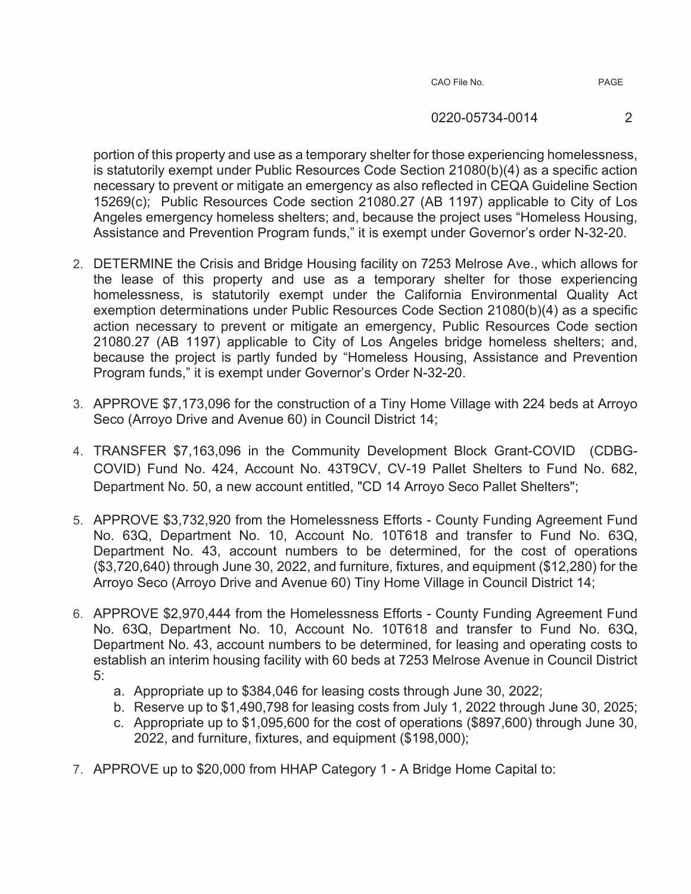portion of this property and use as a temporary shelter for those experiencing homelessness, is statutorily exempt under Public Resources Code Section 21080(b)(4) as a specific action necessary to prevent or mitigate an emergency as also reflected in CEQA Guideline Section 15269(c); Public Resources Code section 21080.27 (AB 1197) applicable to City of Los Angeles emergency homeless shelters; and, because the project uses "Homeless Housing, Assistance and Prevention Program funds," it is exempt under Governor's order N-32-20.

2. DETERMINE the Crisis and Bridge Housing facility on 7253 Melrose Ave., which allows for the lease of this property and use as a temporary shelter for those experiencing homelessness, is statutorily exempt under the California Environmental Quality Act exemption determinations under Public Resources Code Section 21080(b)(4) as a specific action necessary to prevent or mitigate an emergency, Public Resources Code section 21080.27 (AB 1197) applicable to City of Los Angeles bridge homeless shelters; and, because the project is partly funded by "Homeless Housing, Assistance and Prevention Program funds," it is exempt under Governor's Order N-32-20.

3. APPROVE $7,173,096 for the construction of a Tiny Home Village with 224 beds at Arroyo Seco (Arroyo Drive and Avenue 60) in Council District 14;

4. TRANSFER $7,163,096 in the Community Development Block Grant-COVID (CDBG-COVID) Fund No. 424, Account No. 43T9CV, CV-19 Pallet Shelters to Fund No. 682, Department No. 50, a new account entitled, "CD 14 Arroyo Seco Pallet Shelters";

5. APPROVE $3,732,920 from the Homelessness Efforts - County Funding Agreement Fund No. 63Q, Department No. 10, Account No. 10T618 and transfer to Fund No. 63Q, Department No. 43, account numbers to be determined, for the cost of operations ($3,720,640) through June 30, 2022, and furniture, fixtures, and equipment ($12,280) for the Arroyo Seco (Arroyo Drive and Avenue 60) Tiny Home Village in Council District 14;

6. APPROVE $2,970,444 from the Homelessness Efforts - County Funding Agreement Fund No. 63Q, Department No. 10, Account No. 10T618 and transfer to Fund No. 63Q, Department No. 43, account numbers to be determined, for leasing and operating costs to establish an interim housing facility with 60 beds at 7253 Melrose Avenue in Council District 5:
   a. Appropriate up to $384,046 for leasing costs through June 30, 2022;
   b. Reserve up to $1,490,798 for leasing costs from July 1, 2022 through June 30, 2025;
   c. Appropriate up to $1,095,600 for the cost of operations ($897,600) through June 30, 2022, and furniture, fixtures, and equipment ($198,000);

7. APPROVE up to $20,000 from HHAP Category 1 - A Bridge Home Capital to: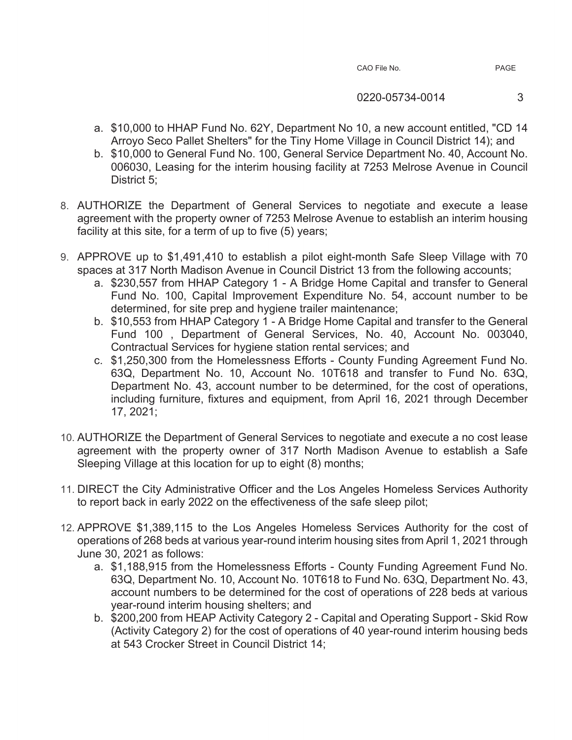a. $10,000 to HHAP Fund No. 62Y, Department No 10, a new account entitled, "CD 14 Arroyo Seco Pallet Shelters" for the Tiny Home Village in Council District 14); and
   b. $10,000 to General Fund No. 100, General Service Department No. 40, Account No. 006030, Leasing for the interim housing facility at 7253 Melrose Avenue in Council District 5;

8. AUTHORIZE the Department of General Services to negotiate and execute a lease agreement with the property owner of 7253 Melrose Avenue to establish an interim housing facility at this site, for a term of up to five (5) years;

9. APPROVE up to $1,491,410 to establish a pilot eight-month Safe Sleep Village with 70 spaces at 317 North Madison Avenue in Council District 13 from the following accounts;
   a. $230,557 from HHAP Category 1 - A Bridge Home Capital and transfer to General Fund No. 100, Capital Improvement Expenditure No. 54, account number to be determined, for site prep and hygiene trailer maintenance;
   b. $10,553 from HHAP Category 1 - A Bridge Home Capital and transfer to the General Fund 100 , Department of General Services, No. 40, Account No. 003040, Contractual Services for hygiene station rental services; and
   c. $1,250,300 from the Homelessness Efforts - County Funding Agreement Fund No. 63Q, Department No. 10, Account No. 10T618 and transfer to Fund No. 63Q, Department No. 43, account number to be determined, for the cost of operations, including furniture, fixtures and equipment, from April 16, 2021 through December 17, 2021;

10. AUTHORIZE the Department of General Services to negotiate and execute a no cost lease agreement with the property owner of 317 North Madison Avenue to establish a Safe Sleeping Village at this location for up to eight (8) months;

11. DIRECT the City Administrative Officer and the Los Angeles Homeless Services Authority to report back in early 2022 on the effectiveness of the safe sleep pilot;

12. APPROVE $1,389,115 to the Los Angeles Homeless Services Authority for the cost of operations of 268 beds at various year-round interim housing sites from April 1, 2021 through June 30, 2021 as follows:
    a. $1,188,915 from the Homelessness Efforts - County Funding Agreement Fund No. 63Q, Department No. 10, Account No. 10T618 to Fund No. 63Q, Department No. 43, account numbers to be determined for the cost of operations of 228 beds at various year-round interim housing shelters; and
    b. $200,200 from HEAP Activity Category 2 - Capital and Operating Support - Skid Row (Activity Category 2) for the cost of operations of 40 year-round interim housing beds at 543 Crocker Street in Council District 14;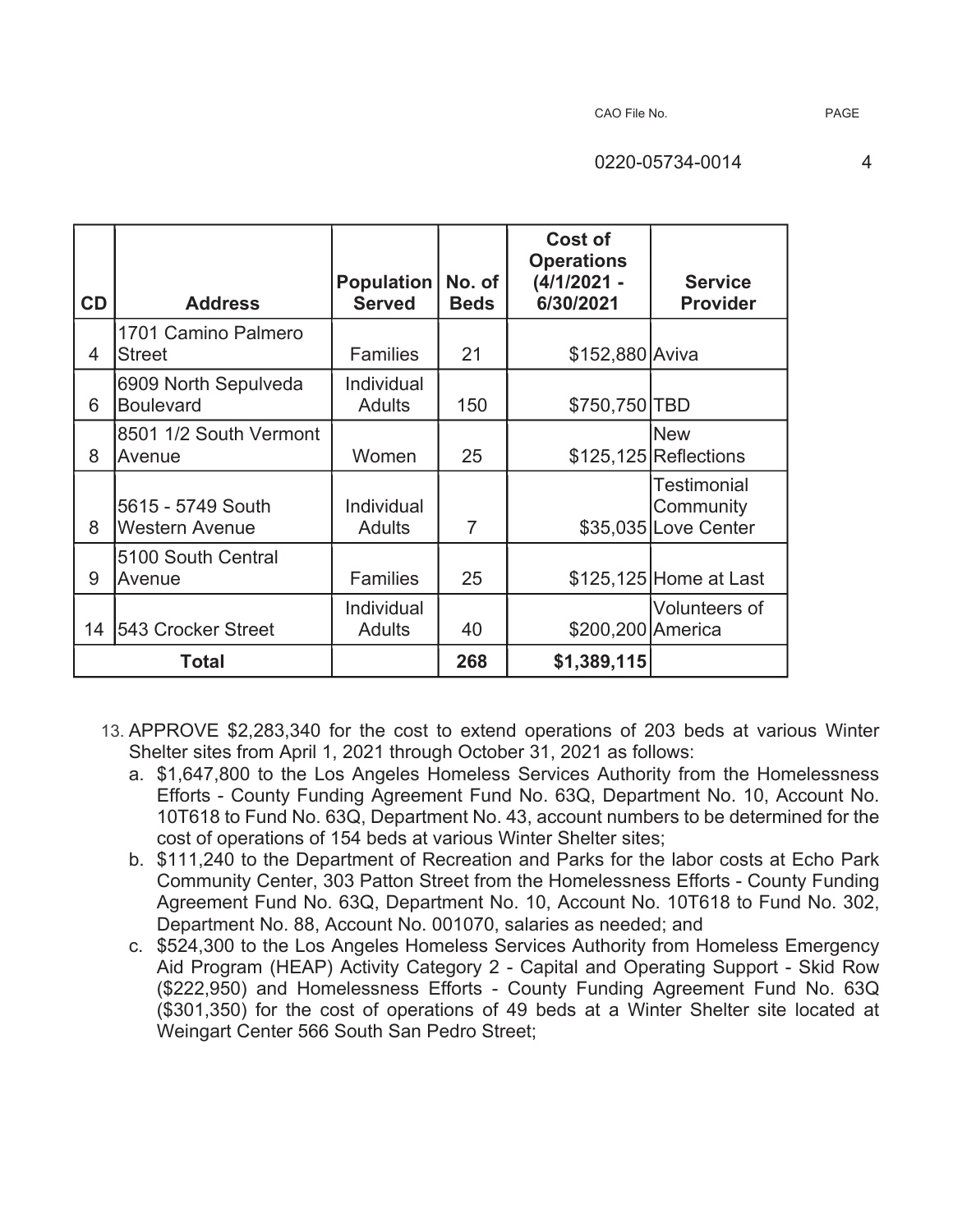| CD | Address | Population Served | No. of Beds | Cost of Operations (4/1/2021 - 6/30/2021 | Service Provider |
|---|---|---|---|---|---|
| 4 | 1701 Camino Palmero Street | Families | 21 | $152,880 | Aviva |
| 6 | 6909 North Sepulveda Boulevard | Individual Adults | 150 | $750,750 | TBD |
| 8 | 8501 1/2 South Vermont Avenue | Women | 25 | $125,125 | New Reflections |
| 8 | 5615 - 5749 South Western Avenue | Individual Adults | 7 | $35,035 | Testimonial Community Love Center |
| 9 | 5100 South Central Avenue | Families | 25 | $125,125 | Home at Last |
| 14 | 543 Crocker Street | Individual Adults | 40 | $200,200 | Volunteers of America |
| **Total** | | | **268** | **$1,389,115** | |

13. APPROVE $2,283,340 for the cost to extend operations of 203 beds at various Winter Shelter sites from April 1, 2021 through October 31, 2021 as follows:
    a. $1,647,800 to the Los Angeles Homeless Services Authority from the Homelessness Efforts - County Funding Agreement Fund No. 63Q, Department No. 10, Account No. 10T618 to Fund No. 63Q, Department No. 43, account numbers to be determined for the cost of operations of 154 beds at various Winter Shelter sites;
    b. $111,240 to the Department of Recreation and Parks for the labor costs at Echo Park Community Center, 303 Patton Street from the Homelessness Efforts - County Funding Agreement Fund No. 63Q, Department No. 10, Account No. 10T618 to Fund No. 302, Department No. 88, Account No. 001070, salaries as needed; and
    c. $524,300 to the Los Angeles Homeless Services Authority from Homeless Emergency Aid Program (HEAP) Activity Category 2 - Capital and Operating Support - Skid Row ($222,950) and Homelessness Efforts - County Funding Agreement Fund No. 63Q ($301,350) for the cost of operations of 49 beds at a Winter Shelter site located at Weingart Center 566 South San Pedro Street;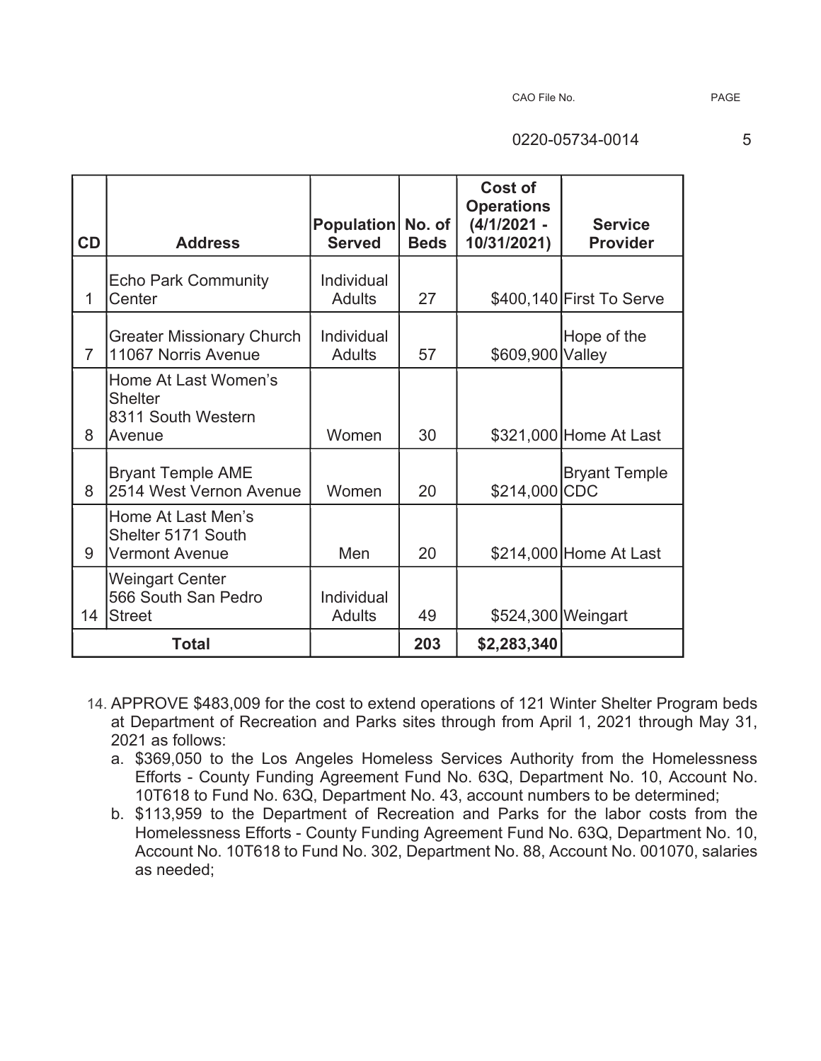| CD | Address | Population Served | No. of Beds | Cost of Operations (4/1/2021 - 10/31/2021) | Service Provider |
|---|---|---|---|---|---|
| 1 | Echo Park Community Center | Individual Adults | 27 | $400,140 | First To Serve |
| 7 | Greater Missionary Church 11067 Norris Avenue | Individual Adults | 57 | $609,900 | Hope of the Valley |
| 8 | Home At Last Women's Shelter 8311 South Western Avenue | Women | 30 | $321,000 | Home At Last |
| 8 | Bryant Temple AME 2514 West Vernon Avenue | Women | 20 | $214,000 | Bryant Temple CDC |
| 9 | Home At Last Men's Shelter 5171 South Vermont Avenue | Men | 20 | $214,000 | Home At Last |
| 14 | Weingart Center 566 South San Pedro Street | Individual Adults | 49 | $524,300 | Weingart |
| **Total** | | | **203** | **$2,283,340** | |

14. APPROVE $483,009 for the cost to extend operations of 121 Winter Shelter Program beds at Department of Recreation and Parks sites through from April 1, 2021 through May 31, 2021 as follows:
    a. $369,050 to the Los Angeles Homeless Services Authority from the Homelessness Efforts - County Funding Agreement Fund No. 63Q, Department No. 10, Account No. 10T618 to Fund No. 63Q, Department No. 43, account numbers to be determined;
    b. $113,959 to the Department of Recreation and Parks for the labor costs from the Homelessness Efforts - County Funding Agreement Fund No. 63Q, Department No. 10, Account No. 10T618 to Fund No. 302, Department No. 88, Account No. 001070, salaries as needed;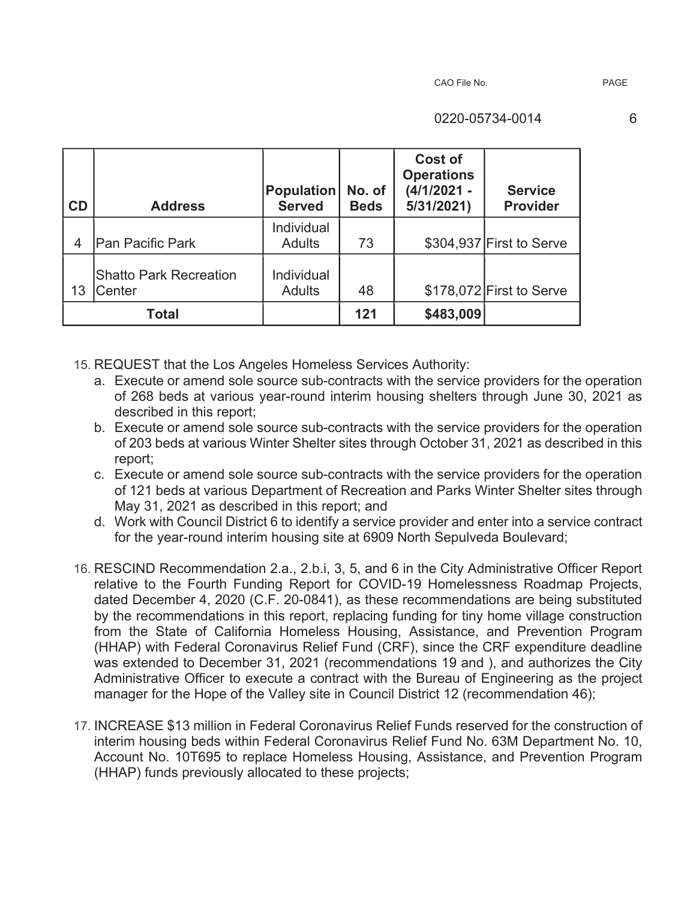| CD | Address | Population Served | No. of Beds | Cost of Operations (4/1/2021 - 5/31/2021) | Service Provider |
|---|---|---|---|---|---|
| 4 | Pan Pacific Park | Individual Adults | 73 | $304,937 | First to Serve |
| 13 | Shatto Park Recreation Center | Individual Adults | 48 | $178,072 | First to Serve |
| Total | | | 121 | $483,009 | |

15. REQUEST that the Los Angeles Homeless Services Authority:
    a. Execute or amend sole source sub-contracts with the service providers for the operation of 268 beds at various year-round interim housing shelters through June 30, 2021 as described in this report;
    b. Execute or amend sole source sub-contracts with the service providers for the operation of 203 beds at various Winter Shelter sites through October 31, 2021 as described in this report;
    c. Execute or amend sole source sub-contracts with the service providers for the operation of 121 beds at various Department of Recreation and Parks Winter Shelter sites through May 31, 2021 as described in this report; and
    d. Work with Council District 6 to identify a service provider and enter into a service contract for the year-round interim housing site at 6909 North Sepulveda Boulevard;

16. RESCIND Recommendation 2.a., 2.b.i, 3, 5, and 6 in the City Administrative Officer Report relative to the Fourth Funding Report for COVID-19 Homelessness Roadmap Projects, dated December 4, 2020 (C.F. 20-0841), as these recommendations are being substituted by the recommendations in this report, replacing funding for tiny home village construction from the State of California Homeless Housing, Assistance, and Prevention Program (HHAP) with Federal Coronavirus Relief Fund (CRF), since the CRF expenditure deadline was extended to December 31, 2021 (recommendations 19 and ), and authorizes the City Administrative Officer to execute a contract with the Bureau of Engineering as the project manager for the Hope of the Valley site in Council District 12 (recommendation 46);

17. INCREASE $13 million in Federal Coronavirus Relief Funds reserved for the construction of interim housing beds within Federal Coronavirus Relief Fund No. 63M Department No. 10, Account No. 10T695 to replace Homeless Housing, Assistance, and Prevention Program (HHAP) funds previously allocated to these projects;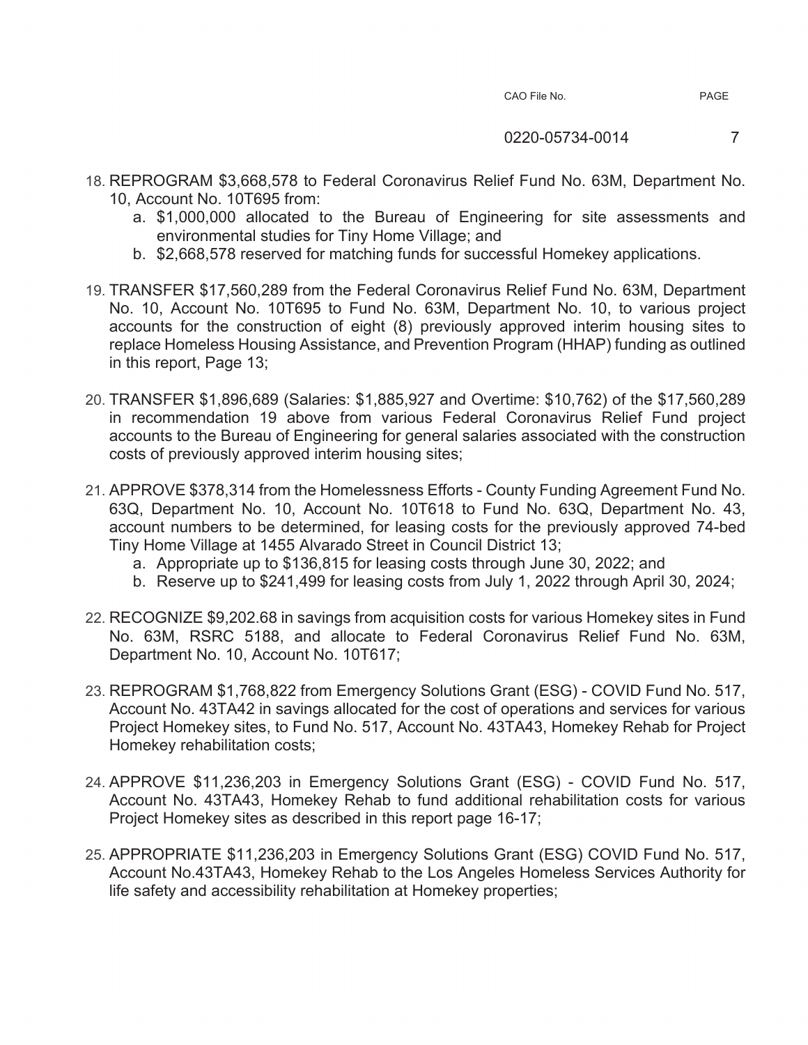18. REPROGRAM $3,668,578 to Federal Coronavirus Relief Fund No. 63M, Department No. 10, Account No. 10T695 from:
    a. $1,000,000 allocated to the Bureau of Engineering for site assessments and environmental studies for Tiny Home Village; and
    b. $2,668,578 reserved for matching funds for successful Homekey applications.

19. TRANSFER $17,560,289 from the Federal Coronavirus Relief Fund No. 63M, Department No. 10, Account No. 10T695 to Fund No. 63M, Department No. 10, to various project accounts for the construction of eight (8) previously approved interim housing sites to replace Homeless Housing Assistance, and Prevention Program (HHAP) funding as outlined in this report, Page 13;

20. TRANSFER $1,896,689 (Salaries: $1,885,927 and Overtime: $10,762) of the $17,560,289 in recommendation 19 above from various Federal Coronavirus Relief Fund project accounts to the Bureau of Engineering for general salaries associated with the construction costs of previously approved interim housing sites;

21. APPROVE $378,314 from the Homelessness Efforts - County Funding Agreement Fund No. 63Q, Department No. 10, Account No. 10T618 to Fund No. 63Q, Department No. 43, account numbers to be determined, for leasing costs for the previously approved 74-bed Tiny Home Village at 1455 Alvarado Street in Council District 13;
    a. Appropriate up to $136,815 for leasing costs through June 30, 2022; and
    b. Reserve up to $241,499 for leasing costs from July 1, 2022 through April 30, 2024;

22. RECOGNIZE $9,202.68 in savings from acquisition costs for various Homekey sites in Fund No. 63M, RSRC 5188, and allocate to Federal Coronavirus Relief Fund No. 63M, Department No. 10, Account No. 10T617;

23. REPROGRAM $1,768,822 from Emergency Solutions Grant (ESG) - COVID Fund No. 517, Account No. 43TA42 in savings allocated for the cost of operations and services for various Project Homekey sites, to Fund No. 517, Account No. 43TA43, Homekey Rehab for Project Homekey rehabilitation costs;

24. APPROVE $11,236,203 in Emergency Solutions Grant (ESG) - COVID Fund No. 517, Account No. 43TA43, Homekey Rehab to fund additional rehabilitation costs for various Project Homekey sites as described in this report page 16-17;

25. APPROPRIATE $11,236,203 in Emergency Solutions Grant (ESG) COVID Fund No. 517, Account No.43TA43, Homekey Rehab to the Los Angeles Homeless Services Authority for life safety and accessibility rehabilitation at Homekey properties;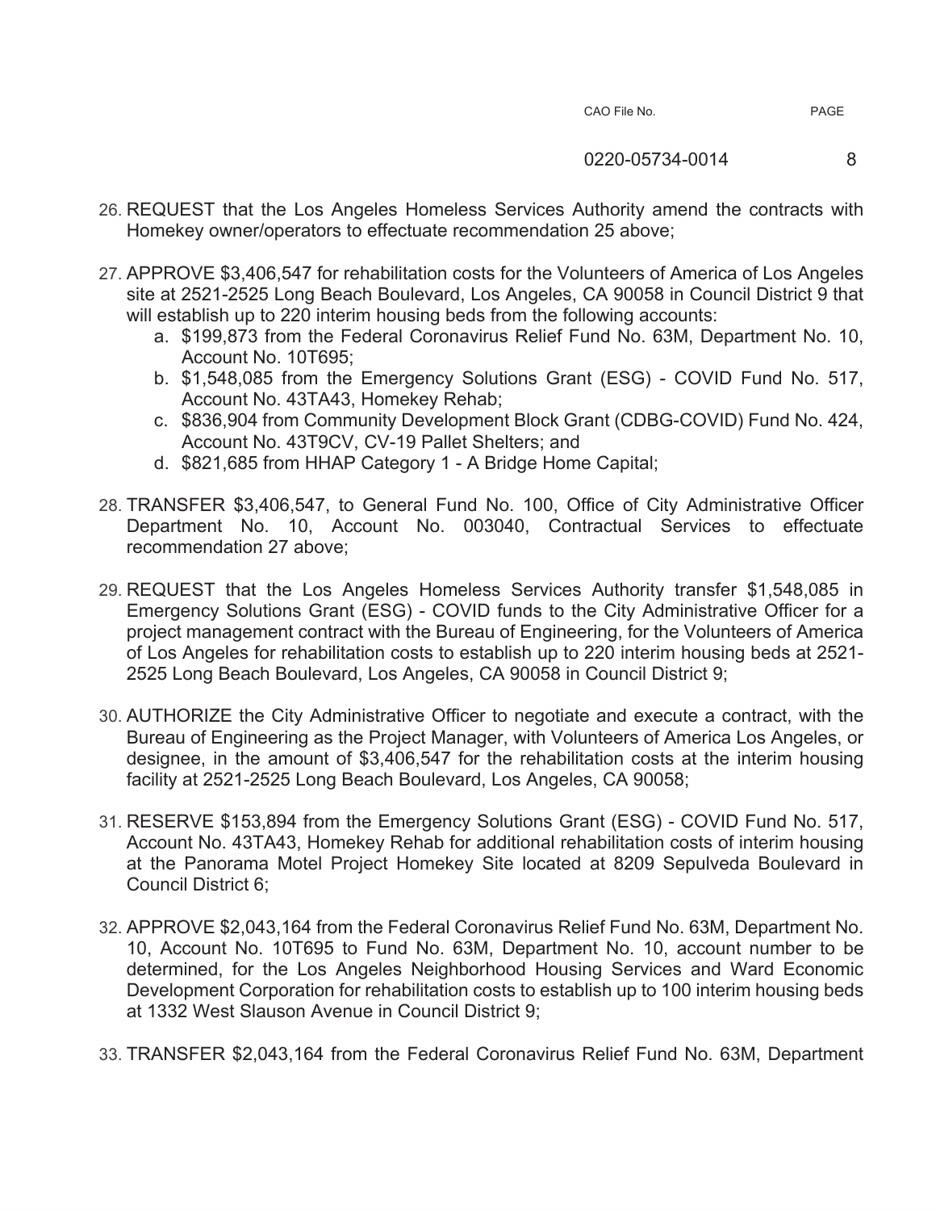26. REQUEST that the Los Angeles Homeless Services Authority amend the contracts with Homekey owner/operators to effectuate recommendation 25 above;

27. APPROVE $3,406,547 for rehabilitation costs for the Volunteers of America of Los Angeles site at 2521-2525 Long Beach Boulevard, Los Angeles, CA 90058 in Council District 9 that will establish up to 220 interim housing beds from the following accounts:
    a. $199,873 from the Federal Coronavirus Relief Fund No. 63M, Department No. 10, Account No. 10T695;
    b. $1,548,085 from the Emergency Solutions Grant (ESG) - COVID Fund No. 517, Account No. 43TA43, Homekey Rehab;
    c. $836,904 from Community Development Block Grant (CDBG-COVID) Fund No. 424, Account No. 43T9CV, CV-19 Pallet Shelters; and
    d. $821,685 from HHAP Category 1 - A Bridge Home Capital;

28. TRANSFER $3,406,547, to General Fund No. 100, Office of City Administrative Officer Department No. 10, Account No. 003040, Contractual Services to effectuate recommendation 27 above;

29. REQUEST that the Los Angeles Homeless Services Authority transfer $1,548,085 in Emergency Solutions Grant (ESG) - COVID funds to the City Administrative Officer for a project management contract with the Bureau of Engineering, for the Volunteers of America of Los Angeles for rehabilitation costs to establish up to 220 interim housing beds at 2521-2525 Long Beach Boulevard, Los Angeles, CA 90058 in Council District 9;

30. AUTHORIZE the City Administrative Officer to negotiate and execute a contract, with the Bureau of Engineering as the Project Manager, with Volunteers of America Los Angeles, or designee, in the amount of $3,406,547 for the rehabilitation costs at the interim housing facility at 2521-2525 Long Beach Boulevard, Los Angeles, CA 90058;

31. RESERVE $153,894 from the Emergency Solutions Grant (ESG) - COVID Fund No. 517, Account No. 43TA43, Homekey Rehab for additional rehabilitation costs of interim housing at the Panorama Motel Project Homekey Site located at 8209 Sepulveda Boulevard in Council District 6;

32. APPROVE $2,043,164 from the Federal Coronavirus Relief Fund No. 63M, Department No. 10, Account No. 10T695 to Fund No. 63M, Department No. 10, account number to be determined, for the Los Angeles Neighborhood Housing Services and Ward Economic Development Corporation for rehabilitation costs to establish up to 100 interim housing beds at 1332 West Slauson Avenue in Council District 9;

33. TRANSFER $2,043,164 from the Federal Coronavirus Relief Fund No. 63M, Department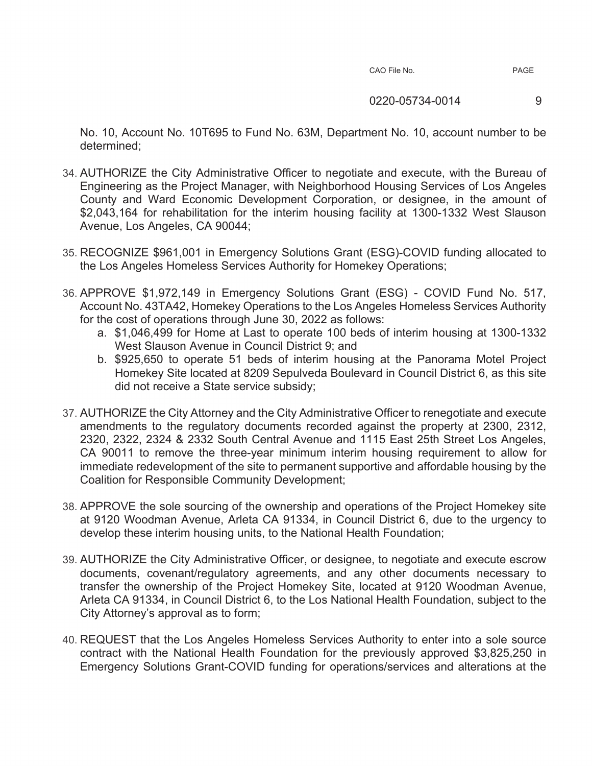No. 10, Account No. 10T695 to Fund No. 63M, Department No. 10, account number to be determined;

34. AUTHORIZE the City Administrative Officer to negotiate and execute, with the Bureau of Engineering as the Project Manager, with Neighborhood Housing Services of Los Angeles County and Ward Economic Development Corporation, or designee, in the amount of $2,043,164 for rehabilitation for the interim housing facility at 1300-1332 West Slauson Avenue, Los Angeles, CA 90044;

35. RECOGNIZE $961,001 in Emergency Solutions Grant (ESG)-COVID funding allocated to the Los Angeles Homeless Services Authority for Homekey Operations;

36. APPROVE $1,972,149 in Emergency Solutions Grant (ESG) - COVID Fund No. 517, Account No. 43TA42, Homekey Operations to the Los Angeles Homeless Services Authority for the cost of operations through June 30, 2022 as follows:
    a. $1,046,499 for Home at Last to operate 100 beds of interim housing at 1300-1332 West Slauson Avenue in Council District 9; and
    b. $925,650 to operate 51 beds of interim housing at the Panorama Motel Project Homekey Site located at 8209 Sepulveda Boulevard in Council District 6, as this site did not receive a State service subsidy;

37. AUTHORIZE the City Attorney and the City Administrative Officer to renegotiate and execute amendments to the regulatory documents recorded against the property at 2300, 2312, 2320, 2322, 2324 & 2332 South Central Avenue and 1115 East 25th Street Los Angeles, CA 90011 to remove the three-year minimum interim housing requirement to allow for immediate redevelopment of the site to permanent supportive and affordable housing by the Coalition for Responsible Community Development;

38. APPROVE the sole sourcing of the ownership and operations of the Project Homekey site at 9120 Woodman Avenue, Arleta CA 91334, in Council District 6, due to the urgency to develop these interim housing units, to the National Health Foundation;

39. AUTHORIZE the City Administrative Officer, or designee, to negotiate and execute escrow documents, covenant/regulatory agreements, and any other documents necessary to transfer the ownership of the Project Homekey Site, located at 9120 Woodman Avenue, Arleta CA 91334, in Council District 6, to the Los National Health Foundation, subject to the City Attorney's approval as to form;

40. REQUEST that the Los Angeles Homeless Services Authority to enter into a sole source contract with the National Health Foundation for the previously approved $3,825,250 in Emergency Solutions Grant-COVID funding for operations/services and alterations at the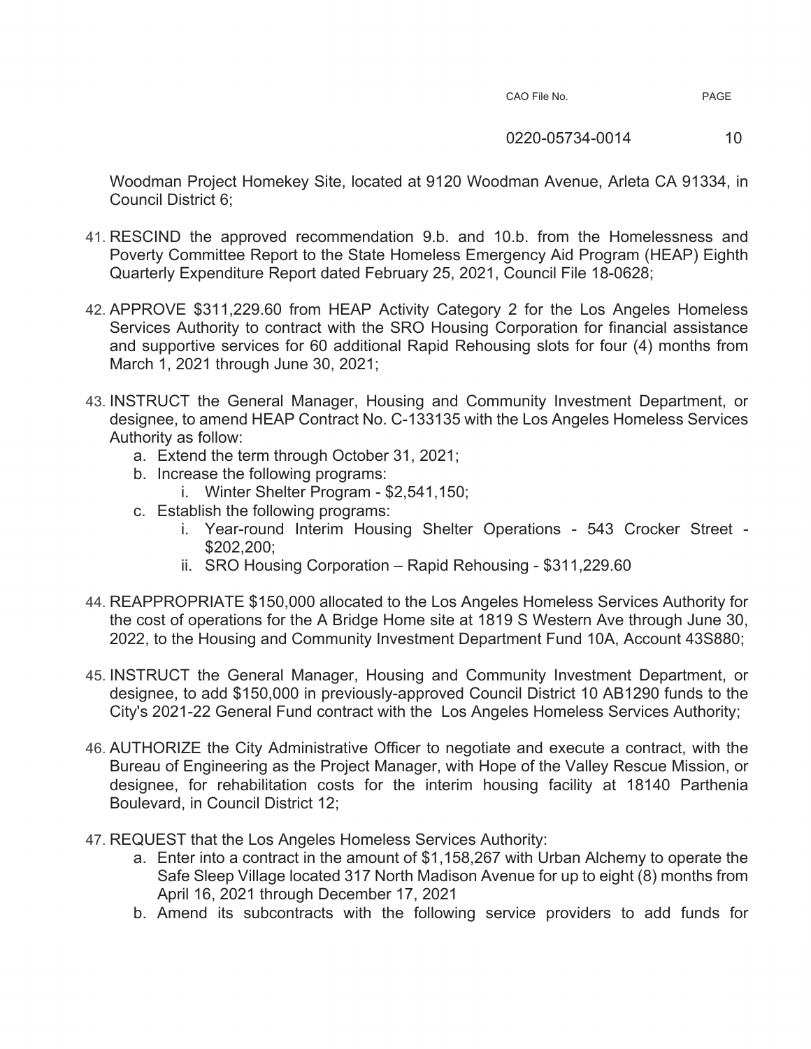Woodman Project Homekey Site, located at 9120 Woodman Avenue, Arleta CA 91334, in Council District 6;

41. RESCIND the approved recommendation 9.b. and 10.b. from the Homelessness and Poverty Committee Report to the State Homeless Emergency Aid Program (HEAP) Eighth Quarterly Expenditure Report dated February 25, 2021, Council File 18-0628;

42. APPROVE $311,229.60 from HEAP Activity Category 2 for the Los Angeles Homeless Services Authority to contract with the SRO Housing Corporation for financial assistance and supportive services for 60 additional Rapid Rehousing slots for four (4) months from March 1, 2021 through June 30, 2021;

43. INSTRUCT the General Manager, Housing and Community Investment Department, or designee, to amend HEAP Contract No. C-133135 with the Los Angeles Homeless Services Authority as follow:
    a. Extend the term through October 31, 2021;
    b. Increase the following programs:
        i. Winter Shelter Program - $2,541,150;
    c. Establish the following programs:
        i. Year-round Interim Housing Shelter Operations - 543 Crocker Street - $202,200;
        ii. SRO Housing Corporation – Rapid Rehousing - $311,229.60

44. REAPPROPRIATE $150,000 allocated to the Los Angeles Homeless Services Authority for the cost of operations for the A Bridge Home site at 1819 S Western Ave through June 30, 2022, to the Housing and Community Investment Department Fund 10A, Account 43S880;

45. INSTRUCT the General Manager, Housing and Community Investment Department, or designee, to add $150,000 in previously-approved Council District 10 AB1290 funds to the City's 2021-22 General Fund contract with the Los Angeles Homeless Services Authority;

46. AUTHORIZE the City Administrative Officer to negotiate and execute a contract, with the Bureau of Engineering as the Project Manager, with Hope of the Valley Rescue Mission, or designee, for rehabilitation costs for the interim housing facility at 18140 Parthenia Boulevard, in Council District 12;

47. REQUEST that the Los Angeles Homeless Services Authority:
    a. Enter into a contract in the amount of $1,158,267 with Urban Alchemy to operate the Safe Sleep Village located 317 North Madison Avenue for up to eight (8) months from April 16, 2021 through December 17, 2021
    b. Amend its subcontracts with the following service providers to add funds for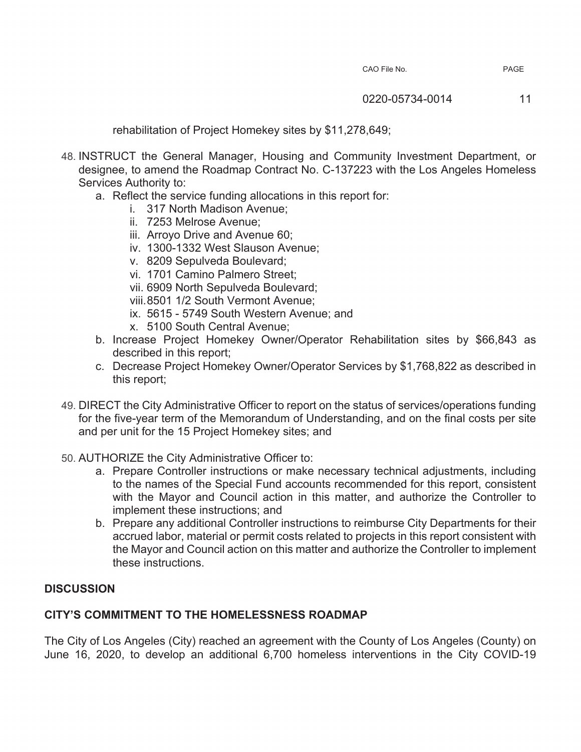rehabilitation of Project Homekey sites by $11,278,649;

48. INSTRUCT the General Manager, Housing and Community Investment Department, or designee, to amend the Roadmap Contract No. C-137223 with the Los Angeles Homeless Services Authority to:
    a. Reflect the service funding allocations in this report for:
        i. 317 North Madison Avenue;
        ii. 7253 Melrose Avenue;
        iii. Arroyo Drive and Avenue 60;
        iv. 1300-1332 West Slauson Avenue;
        v. 8209 Sepulveda Boulevard;
        vi. 1701 Camino Palmero Street;
        vii. 6909 North Sepulveda Boulevard;
        viii. 8501 1/2 South Vermont Avenue;
        ix. 5615 - 5749 South Western Avenue; and
        x. 5100 South Central Avenue;
    b. Increase Project Homekey Owner/Operator Rehabilitation sites by $66,843 as described in this report;
    c. Decrease Project Homekey Owner/Operator Services by $1,768,822 as described in this report;

49. DIRECT the City Administrative Officer to report on the status of services/operations funding for the five-year term of the Memorandum of Understanding, and on the final costs per site and per unit for the 15 Project Homekey sites; and

50. AUTHORIZE the City Administrative Officer to:
    a. Prepare Controller instructions or make necessary technical adjustments, including to the names of the Special Fund accounts recommended for this report, consistent with the Mayor and Council action in this matter, and authorize the Controller to implement these instructions; and
    b. Prepare any additional Controller instructions to reimburse City Departments for their accrued labor, material or permit costs related to projects in this report consistent with the Mayor and Council action on this matter and authorize the Controller to implement these instructions.

## DISCUSSION

### CITY'S COMMITMENT TO THE HOMELESSNESS ROADMAP

The City of Los Angeles (City) reached an agreement with the County of Los Angeles (County) on June 16, 2020, to develop an additional 6,700 homeless interventions in the City COVID-19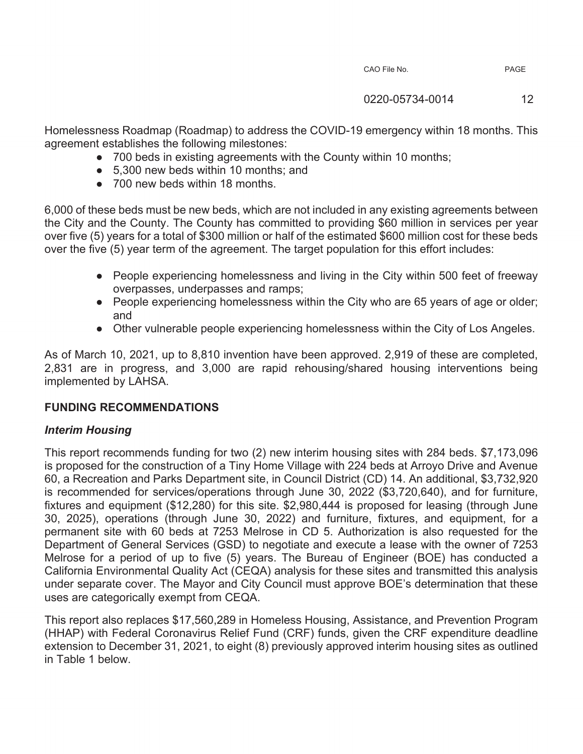Homelessness Roadmap (Roadmap) to address the COVID-19 emergency within 18 months. This agreement establishes the following milestones:

- 700 beds in existing agreements with the County within 10 months;
- 5,300 new beds within 10 months; and
- 700 new beds within 18 months.

6,000 of these beds must be new beds, which are not included in any existing agreements between the City and the County. The County has committed to providing $60 million in services per year over five (5) years for a total of $300 million or half of the estimated $600 million cost for these beds over the five (5) year term of the agreement. The target population for this effort includes:

- People experiencing homelessness and living in the City within 500 feet of freeway overpasses, underpasses and ramps;
- People experiencing homelessness within the City who are 65 years of age or older; and
- Other vulnerable people experiencing homelessness within the City of Los Angeles.

As of March 10, 2021, up to 8,810 invention have been approved. 2,919 of these are completed, 2,831 are in progress, and 3,000 are rapid rehousing/shared housing interventions being implemented by LAHSA.

**FUNDING RECOMMENDATIONS**

***Interim Housing***

This report recommends funding for two (2) new interim housing sites with 284 beds. $7,173,096 is proposed for the construction of a Tiny Home Village with 224 beds at Arroyo Drive and Avenue 60, a Recreation and Parks Department site, in Council District (CD) 14. An additional, $3,732,920 is recommended for services/operations through June 30, 2022 ($3,720,640), and for furniture, fixtures and equipment ($12,280) for this site. $2,980,444 is proposed for leasing (through June 30, 2025), operations (through June 30, 2022) and furniture, fixtures, and equipment, for a permanent site with 60 beds at 7253 Melrose in CD 5. Authorization is also requested for the Department of General Services (GSD) to negotiate and execute a lease with the owner of 7253 Melrose for a period of up to five (5) years. The Bureau of Engineer (BOE) has conducted a California Environmental Quality Act (CEQA) analysis for these sites and transmitted this analysis under separate cover. The Mayor and City Council must approve BOE's determination that these uses are categorically exempt from CEQA.

This report also replaces $17,560,289 in Homeless Housing, Assistance, and Prevention Program (HHAP) with Federal Coronavirus Relief Fund (CRF) funds, given the CRF expenditure deadline extension to December 31, 2021, to eight (8) previously approved interim housing sites as outlined in Table 1 below.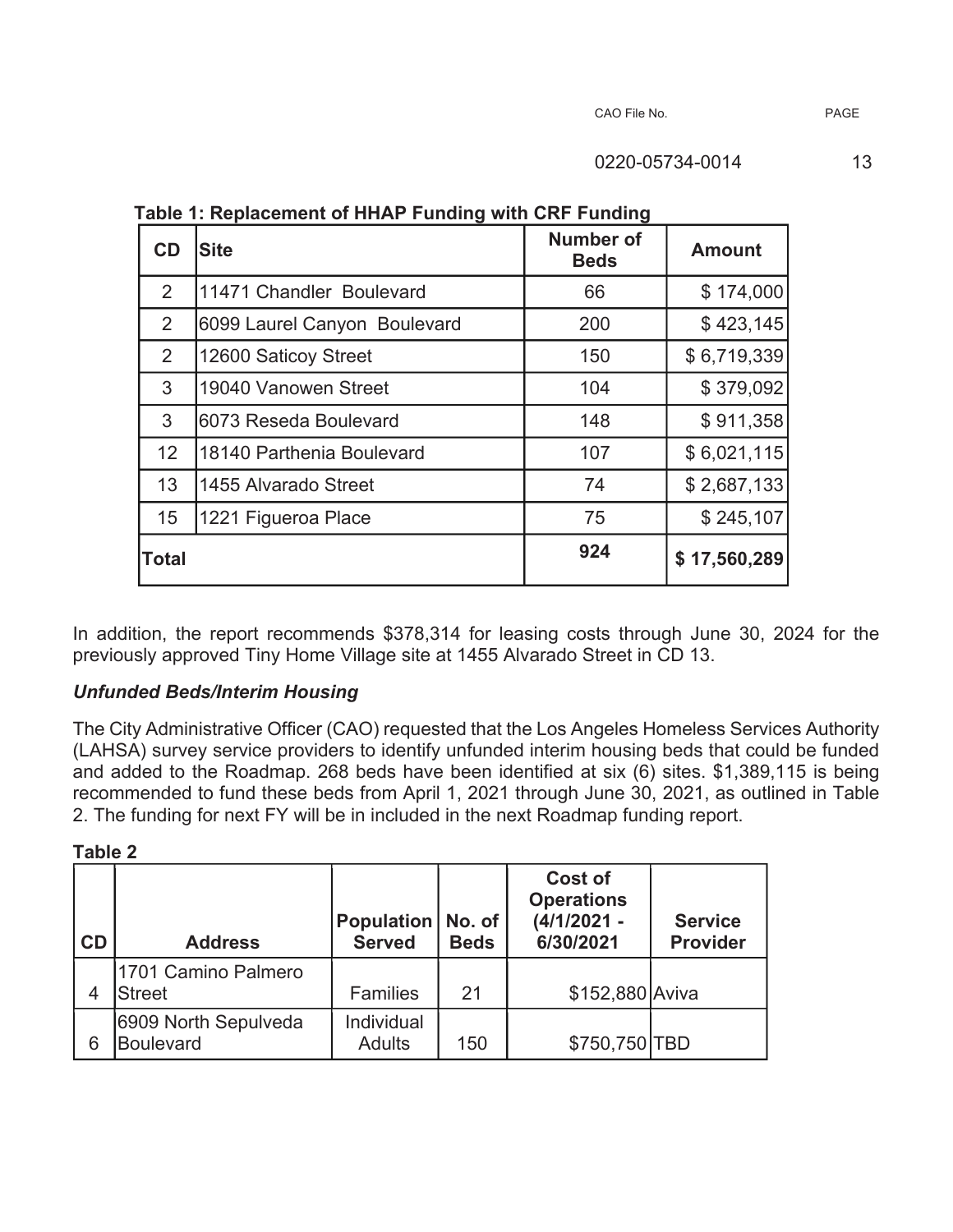**Table 1: Replacement of HHAP Funding with CRF Funding**

| CD | Site | Number of Beds | Amount |
|---|---|---|---|
| 2 | 11471 Chandler Boulevard | 66 | $ 174,000 |
| 2 | 6099 Laurel Canyon Boulevard | 200 | $ 423,145 |
| 2 | 12600 Saticoy Street | 150 | $ 6,719,339 |
| 3 | 19040 Vanowen Street | 104 | $ 379,092 |
| 3 | 6073 Reseda Boulevard | 148 | $ 911,358 |
| 12 | 18140 Parthenia Boulevard | 107 | $ 6,021,115 |
| 13 | 1455 Alvarado Street | 74 | $ 2,687,133 |
| 15 | 1221 Figueroa Place | 75 | $ 245,107 |
| **Total** | | **924** | **$ 17,560,289** |

In addition, the report recommends $378,314 for leasing costs through June 30, 2024 for the previously approved Tiny Home Village site at 1455 Alvarado Street in CD 13.

***Unfunded Beds/Interim Housing***

The City Administrative Officer (CAO) requested that the Los Angeles Homeless Services Authority (LAHSA) survey service providers to identify unfunded interim housing beds that could be funded and added to the Roadmap. 268 beds have been identified at six (6) sites. $1,389,115 is being recommended to fund these beds from April 1, 2021 through June 30, 2021, as outlined in Table 2. The funding for next FY will be in included in the next Roadmap funding report.

**Table 2**

| CD | Address | Population Served | No. of Beds | Cost of Operations (4/1/2021 - 6/30/2021 | Service Provider |
|---|---|---|---|---|---|
| 4 | 1701 Camino Palmero Street | Families | 21 | $152,880 | Aviva |
| 6 | 6909 North Sepulveda Boulevard | Individual Adults | 150 | $750,750 | TBD |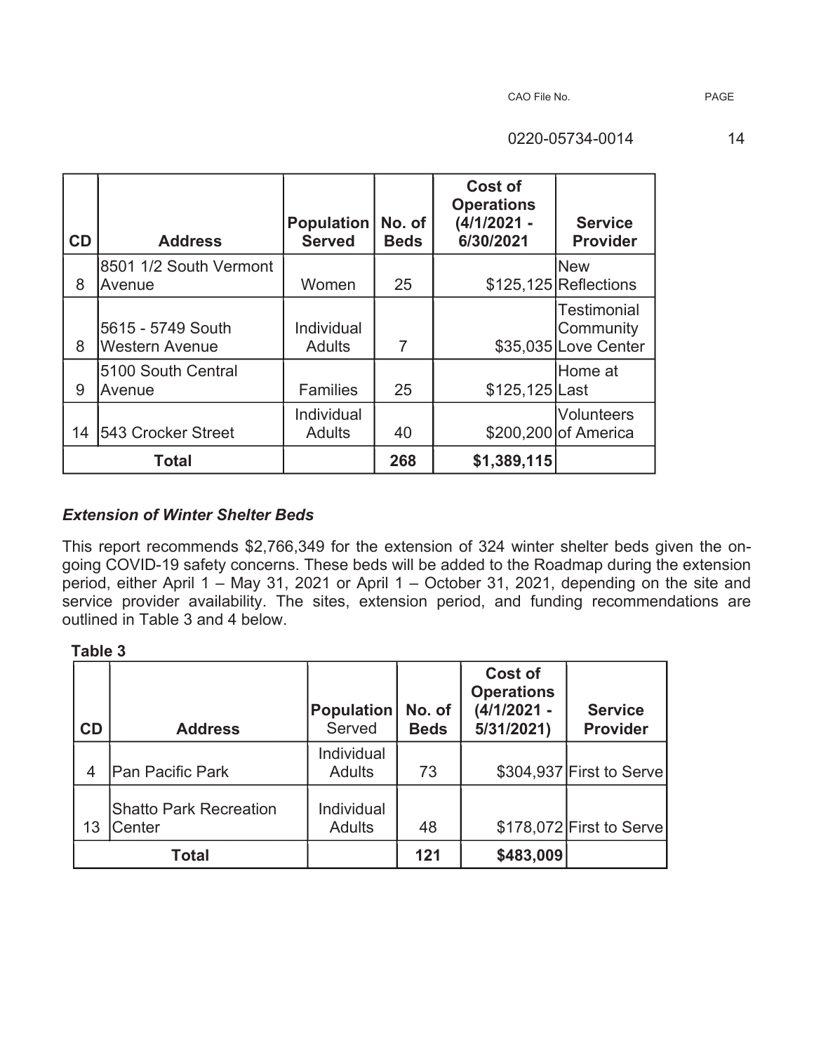| CD | Address | Population Served | No. of Beds | Cost of Operations (4/1/2021 - 6/30/2021 | Service Provider |
|---|---|---|---|---|---|
| 8 | 8501 1/2 South Vermont Avenue | Women | 25 | $125,125 | New Reflections |
| 8 | 5615 - 5749 South Western Avenue | Individual Adults | 7 | $35,035 | Testimonial Community Love Center |
| 9 | 5100 South Central Avenue | Families | 25 | $125,125 | Home at Last |
| 14 | 543 Crocker Street | Individual Adults | 40 | $200,200 | Volunteers of America |
| **Total** | | | **268** | **$1,389,115** | |

### *Extension of Winter Shelter Beds*

This report recommends $2,766,349 for the extension of 324 winter shelter beds given the on-going COVID-19 safety concerns. These beds will be added to the Roadmap during the extension period, either April 1 – May 31, 2021 or April 1 – October 31, 2021, depending on the site and service provider availability. The sites, extension period, and funding recommendations are outlined in Table 3 and 4 below.

**Table 3**

| CD | Address | Population Served | No. of Beds | Cost of Operations (4/1/2021 - 5/31/2021) | Service Provider |
|---|---|---|---|---|---|
| 4 | Pan Pacific Park | Individual Adults | 73 | $304,937 | First to Serve |
| 13 | Shatto Park Recreation Center | Individual Adults | 48 | $178,072 | First to Serve |
| **Total** | | | **121** | **$483,009** | |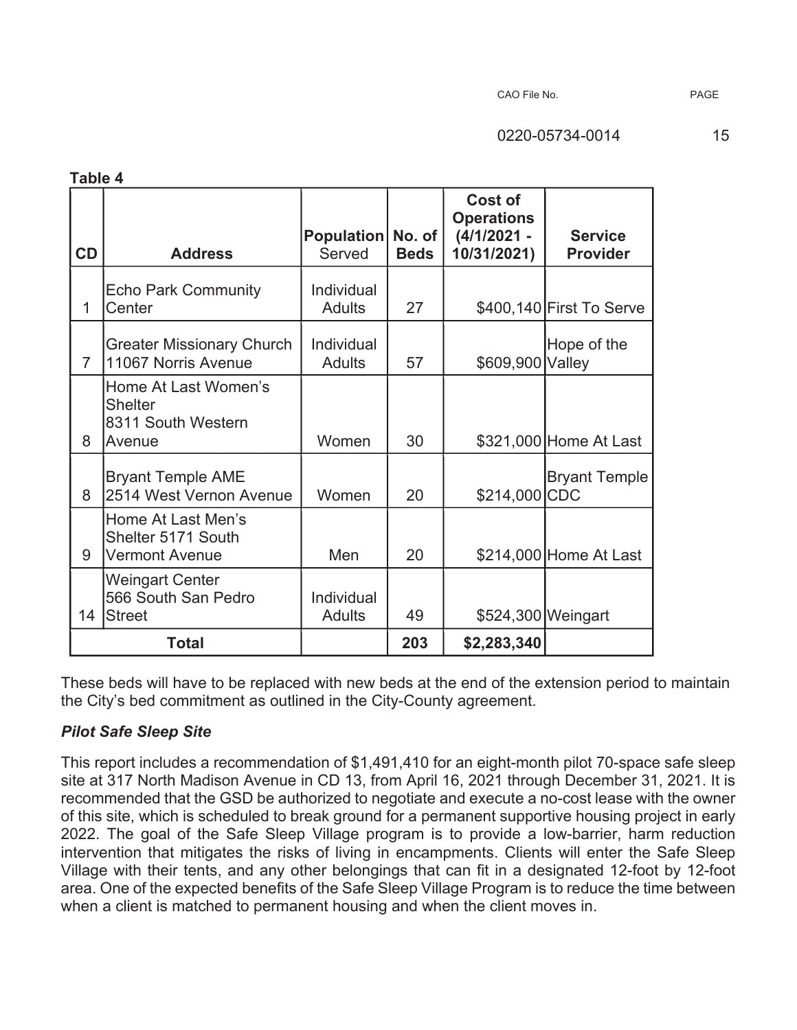**Table 4**

| CD | Address | Population Served | No. of Beds | Cost of Operations (4/1/2021 - 10/31/2021) | Service Provider |
|---|---|---|---|---|---|
| 1 | Echo Park Community Center | Individual Adults | 27 | $400,140 | First To Serve |
| 7 | Greater Missionary Church 11067 Norris Avenue | Individual Adults | 57 | $609,900 | Hope of the Valley |
| 8 | Home At Last Women's Shelter 8311 South Western Avenue | Women | 30 | $321,000 | Home At Last |
| 8 | Bryant Temple AME 2514 West Vernon Avenue | Women | 20 | $214,000 | Bryant Temple CDC |
| 9 | Home At Last Men's Shelter 5171 South Vermont Avenue | Men | 20 | $214,000 | Home At Last |
| 14 | Weingart Center 566 South San Pedro Street | Individual Adults | 49 | $524,300 | Weingart |
| **Total** | | | **203** | **$2,283,340** | |

These beds will have to be replaced with new beds at the end of the extension period to maintain the City's bed commitment as outlined in the City-County agreement.

***Pilot Safe Sleep Site***

This report includes a recommendation of $1,491,410 for an eight-month pilot 70-space safe sleep site at 317 North Madison Avenue in CD 13, from April 16, 2021 through December 31, 2021. It is recommended that the GSD be authorized to negotiate and execute a no-cost lease with the owner of this site, which is scheduled to break ground for a permanent supportive housing project in early 2022. The goal of the Safe Sleep Village program is to provide a low-barrier, harm reduction intervention that mitigates the risks of living in encampments. Clients will enter the Safe Sleep Village with their tents, and any other belongings that can fit in a designated 12-foot by 12-foot area. One of the expected benefits of the Safe Sleep Village Program is to reduce the time between when a client is matched to permanent housing and when the client moves in.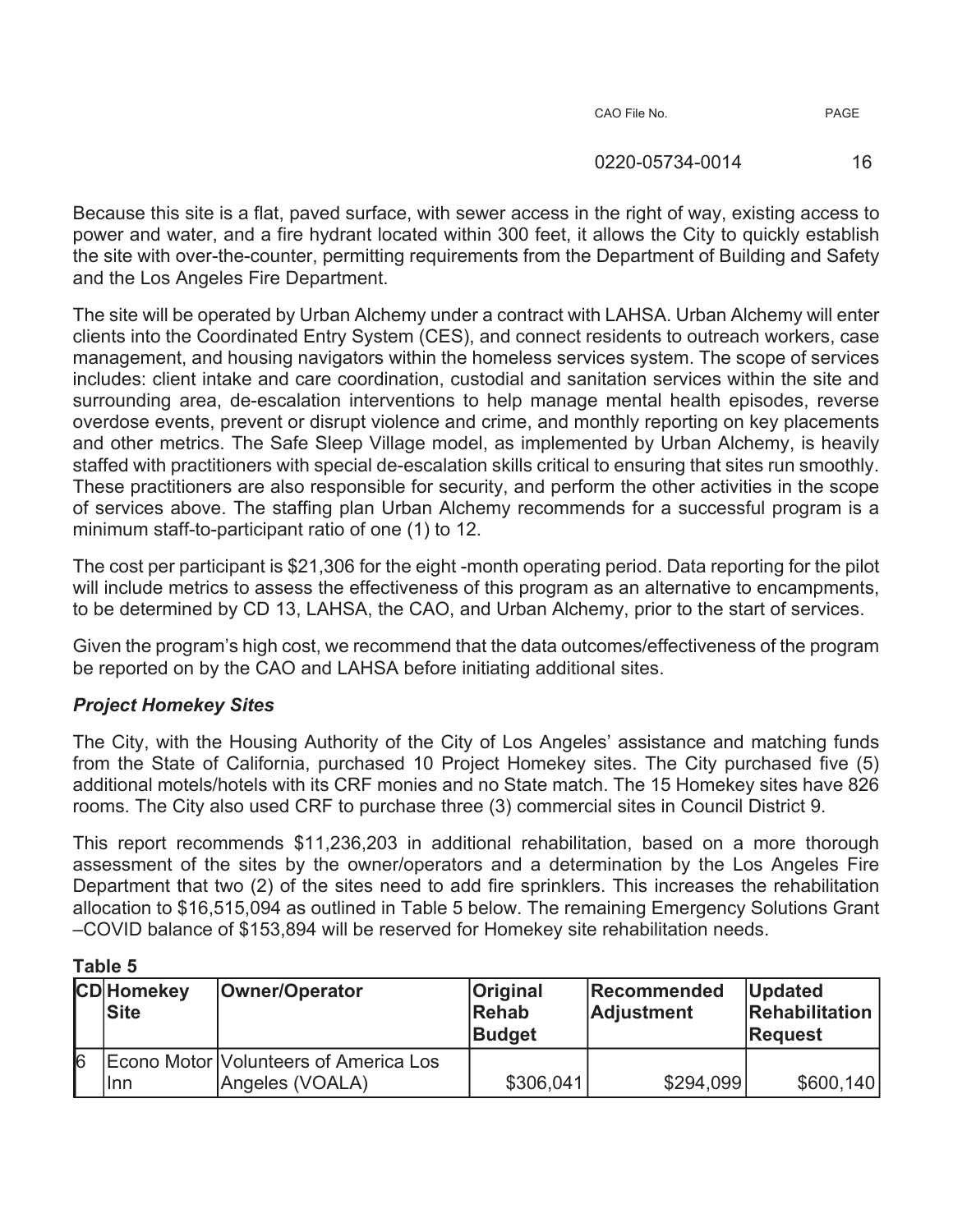Because this site is a flat, paved surface, with sewer access in the right of way, existing access to power and water, and a fire hydrant located within 300 feet, it allows the City to quickly establish the site with over-the-counter, permitting requirements from the Department of Building and Safety and the Los Angeles Fire Department.

The site will be operated by Urban Alchemy under a contract with LAHSA. Urban Alchemy will enter clients into the Coordinated Entry System (CES), and connect residents to outreach workers, case management, and housing navigators within the homeless services system. The scope of services includes: client intake and care coordination, custodial and sanitation services within the site and surrounding area, de-escalation interventions to help manage mental health episodes, reverse overdose events, prevent or disrupt violence and crime, and monthly reporting on key placements and other metrics. The Safe Sleep Village model, as implemented by Urban Alchemy, is heavily staffed with practitioners with special de-escalation skills critical to ensuring that sites run smoothly. These practitioners are also responsible for security, and perform the other activities in the scope of services above. The staffing plan Urban Alchemy recommends for a successful program is a minimum staff-to-participant ratio of one (1) to 12.

The cost per participant is $21,306 for the eight -month operating period. Data reporting for the pilot will include metrics to assess the effectiveness of this program as an alternative to encampments, to be determined by CD 13, LAHSA, the CAO, and Urban Alchemy, prior to the start of services.

Given the program's high cost, we recommend that the data outcomes/effectiveness of the program be reported on by the CAO and LAHSA before initiating additional sites.

***Project Homekey Sites***

The City, with the Housing Authority of the City of Los Angeles' assistance and matching funds from the State of California, purchased 10 Project Homekey sites. The City purchased five (5) additional motels/hotels with its CRF monies and no State match. The 15 Homekey sites have 826 rooms. The City also used CRF to purchase three (3) commercial sites in Council District 9.

This report recommends $11,236,203 in additional rehabilitation, based on a more thorough assessment of the sites by the owner/operators and a determination by the Los Angeles Fire Department that two (2) of the sites need to add fire sprinklers. This increases the rehabilitation allocation to $16,515,094 as outlined in Table 5 below. The remaining Emergency Solutions Grant –COVID balance of $153,894 will be reserved for Homekey site rehabilitation needs.

**Table 5**

| CD | Homekey Site | Owner/Operator | Original Rehab Budget | Recommended Adjustment | Updated Rehabilitation Request |
|---|---|---|---|---|---|
| 6 | Econo Motor Inn | Volunteers of America Los Angeles (VOALA) | $306,041 | $294,099 | $600,140 |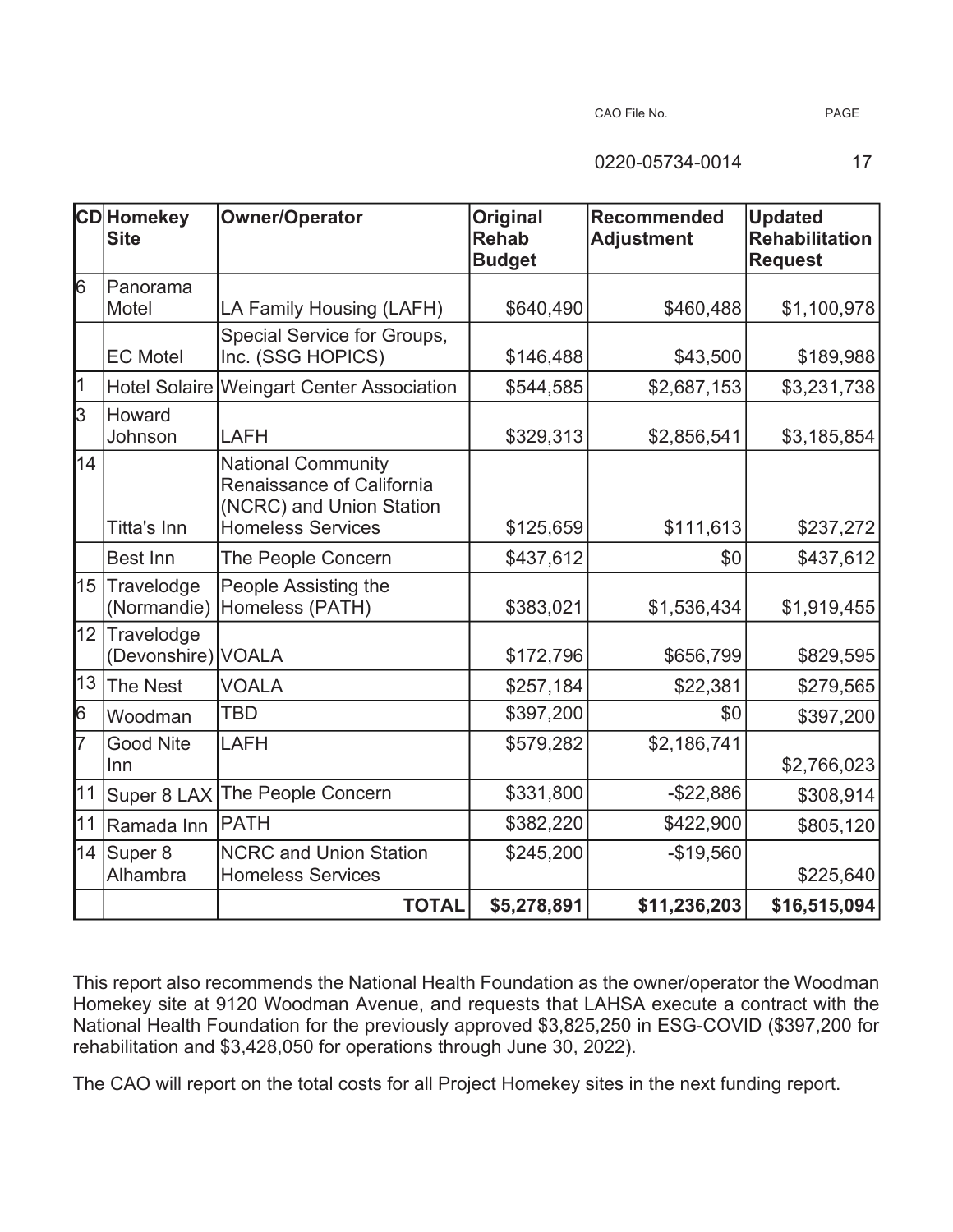| CD | Homekey Site | Owner/Operator | Original Rehab Budget | Recommended Adjustment | Updated Rehabilitation Request |
|---|---|---|---|---|---|
| 6 | Panorama Motel | LA Family Housing (LAFH) | $640,490 | $460,488 | $1,100,978 |
| | EC Motel | Special Service for Groups, Inc. (SSG HOPICS) | $146,488 | $43,500 | $189,988 |
| 1 | Hotel Solaire | Weingart Center Association | $544,585 | $2,687,153 | $3,231,738 |
| 3 | Howard Johnson | LAFH | $329,313 | $2,856,541 | $3,185,854 |
| 14 | Titta's Inn | National Community Renaissance of California (NCRC) and Union Station Homeless Services | $125,659 | $111,613 | $237,272 |
| | Best Inn | The People Concern | $437,612 | $0 | $437,612 |
| 15 | Travelodge (Normandie) | People Assisting the Homeless (PATH) | $383,021 | $1,536,434 | $1,919,455 |
| 12 | Travelodge (Devonshire) | VOALA | $172,796 | $656,799 | $829,595 |
| 13 | The Nest | VOALA | $257,184 | $22,381 | $279,565 |
| 6 | Woodman | TBD | $397,200 | $0 | $397,200 |
| 7 | Good Nite Inn | LAFH | $579,282 | $2,186,741 | $2,766,023 |
| 11 | Super 8 LAX | The People Concern | $331,800 | -$22,886 | $308,914 |
| 11 | Ramada Inn | PATH | $382,220 | $422,900 | $805,120 |
| 14 | Super 8 Alhambra | NCRC and Union Station Homeless Services | $245,200 | -$19,560 | $225,640 |
| | | **TOTAL** | **$5,278,891** | **$11,236,203** | **$16,515,094** |

This report also recommends the National Health Foundation as the owner/operator the Woodman Homekey site at 9120 Woodman Avenue, and requests that LAHSA execute a contract with the National Health Foundation for the previously approved $3,825,250 in ESG-COVID ($397,200 for rehabilitation and $3,428,050 for operations through June 30, 2022).

The CAO will report on the total costs for all Project Homekey sites in the next funding report.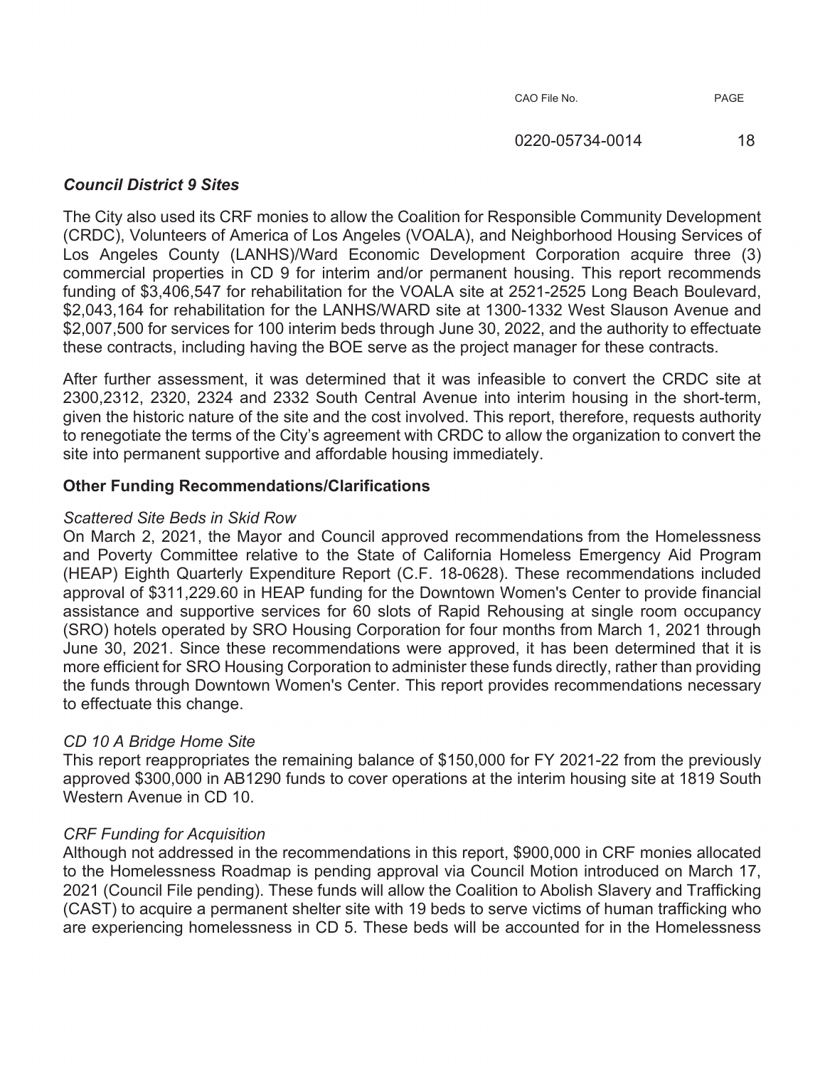***Council District 9 Sites***

The City also used its CRF monies to allow the Coalition for Responsible Community Development (CRDC), Volunteers of America of Los Angeles (VOALA), and Neighborhood Housing Services of Los Angeles County (LANHS)/Ward Economic Development Corporation acquire three (3) commercial properties in CD 9 for interim and/or permanent housing. This report recommends funding of $3,406,547 for rehabilitation for the VOALA site at 2521-2525 Long Beach Boulevard, $2,043,164 for rehabilitation for the LANHS/WARD site at 1300-1332 West Slauson Avenue and $2,007,500 for services for 100 interim beds through June 30, 2022, and the authority to effectuate these contracts, including having the BOE serve as the project manager for these contracts.

After further assessment, it was determined that it was infeasible to convert the CRDC site at 2300,2312, 2320, 2324 and 2332 South Central Avenue into interim housing in the short-term, given the historic nature of the site and the cost involved. This report, therefore, requests authority to renegotiate the terms of the City's agreement with CRDC to allow the organization to convert the site into permanent supportive and affordable housing immediately.

**Other Funding Recommendations/Clarifications**

*Scattered Site Beds in Skid Row*

On March 2, 2021, the Mayor and Council approved recommendations from the Homelessness and Poverty Committee relative to the State of California Homeless Emergency Aid Program (HEAP) Eighth Quarterly Expenditure Report (C.F. 18-0628). These recommendations included approval of $311,229.60 in HEAP funding for the Downtown Women's Center to provide financial assistance and supportive services for 60 slots of Rapid Rehousing at single room occupancy (SRO) hotels operated by SRO Housing Corporation for four months from March 1, 2021 through June 30, 2021. Since these recommendations were approved, it has been determined that it is more efficient for SRO Housing Corporation to administer these funds directly, rather than providing the funds through Downtown Women's Center. This report provides recommendations necessary to effectuate this change.

*CD 10 A Bridge Home Site*

This report reappropriates the remaining balance of $150,000 for FY 2021-22 from the previously approved $300,000 in AB1290 funds to cover operations at the interim housing site at 1819 South Western Avenue in CD 10.

*CRF Funding for Acquisition*

Although not addressed in the recommendations in this report, $900,000 in CRF monies allocated to the Homelessness Roadmap is pending approval via Council Motion introduced on March 17, 2021 (Council File pending). These funds will allow the Coalition to Abolish Slavery and Trafficking (CAST) to acquire a permanent shelter site with 19 beds to serve victims of human trafficking who are experiencing homelessness in CD 5. These beds will be accounted for in the Homelessness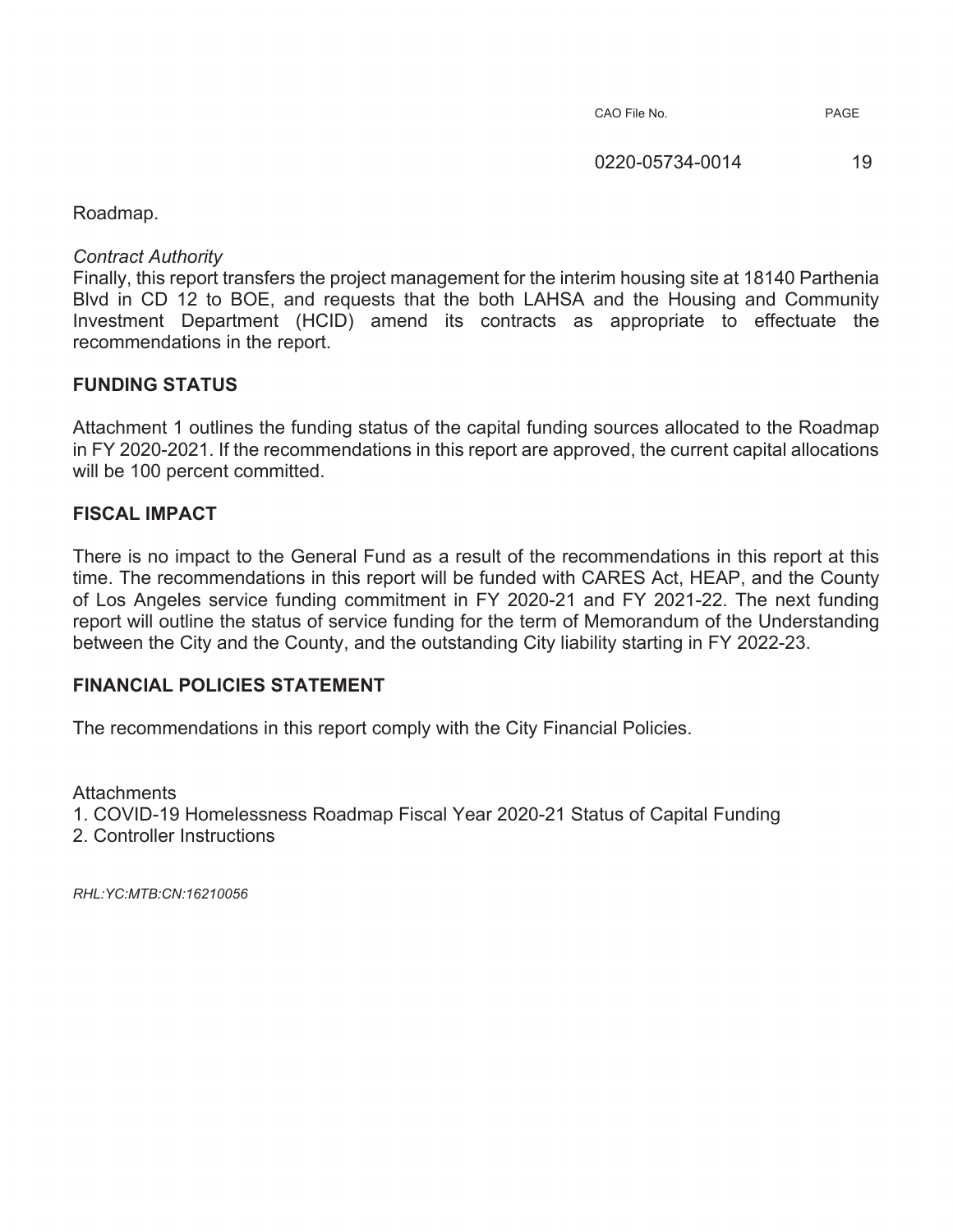Roadmap.

*Contract Authority*
Finally, this report transfers the project management for the interim housing site at 18140 Parthenia Blvd in CD 12 to BOE, and requests that the both LAHSA and the Housing and Community Investment Department (HCID) amend its contracts as appropriate to effectuate the recommendations in the report.

## FUNDING STATUS

Attachment 1 outlines the funding status of the capital funding sources allocated to the Roadmap in FY 2020-2021. If the recommendations in this report are approved, the current capital allocations will be 100 percent committed.

## FISCAL IMPACT

There is no impact to the General Fund as a result of the recommendations in this report at this time. The recommendations in this report will be funded with CARES Act, HEAP, and the County of Los Angeles service funding commitment in FY 2020-21 and FY 2021-22. The next funding report will outline the status of service funding for the term of Memorandum of the Understanding between the City and the County, and the outstanding City liability starting in FY 2022-23.

## FINANCIAL POLICIES STATEMENT

The recommendations in this report comply with the City Financial Policies.

Attachments
1. COVID-19 Homelessness Roadmap Fiscal Year 2020-21 Status of Capital Funding
2. Controller Instructions

*RHL:YC:MTB:CN:16210056*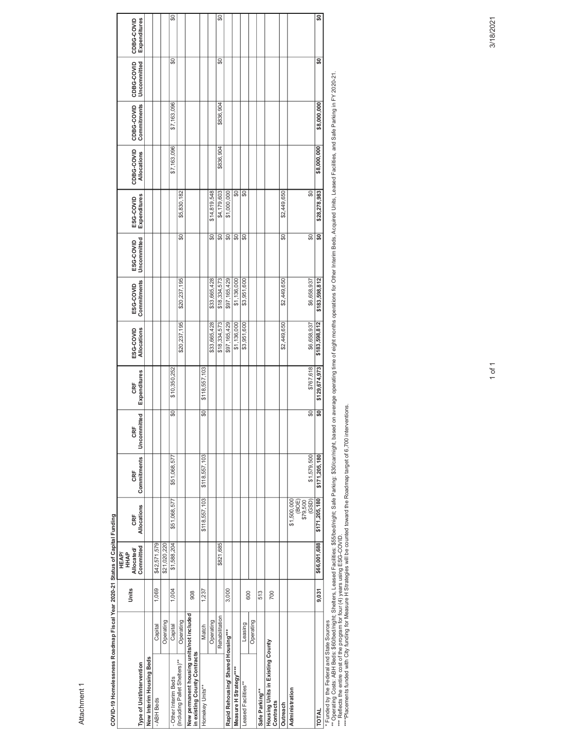Attachment 1

**COVID-19 Homelessness Roadmap Fiscal Year 2020-21 Status of Capital Funding**

| Type of Unit/Intervention | | Units | HEAP/ HHAP Allocated/ Committed | CRF Allocations | CRF Commitments | CRF Uncommitted | CRF Expenditures | ESG-COVID Allocations | ESG-COVID Commitments | ESG-COVID Uncommitted | ESG-COVID Expenditures | CDBG-COVID Allocations | CDBG-COVID Commitments | CDBG-COVID Uncommitted | CDBG-COVID Expenditures |
|---|---|---|---|---|---|---|---|---|---|---|---|---|---|---|---|
| **New Interim Housing Beds** | | | | | | | | | | | | | | | |
| - ABH Beds | Capital | 1,069 | $42,571,579 | | | | | | | | | | | | |
| | Operating | | $21,020,220 | | | | | | | | | | | | |
| - Other Interim Beds (Including Pallet Shelters)** | Capital | 1,004 | $1,588,204 | $51,068,577 | $51,068,577 | $0 | $10,350,252 | | | | | $7,163,096 | $7,163,096 | $0 | $0 |
| | Operating | | | | | | | $20,237,195 | $20,237,195 | $0 | $5,830,182 | | | | |
| **New permanent housing units/not included in existing County Contracts** | | 908 | | | | | | | | | | | | | |
| Homekey Units** | Match | 1,237 | | $118,557,103 | $118,557,103 | $0 | $118,557,103 | | | | | | | | |
| | Operating | | | | | | | $33,665,428 | $33,665,428 | $0 | $14,819,548 | | | | |
| | Rehabilitation | | $821,685 | | | | | $18,334,573 | $18,334,573 | $0 | $4,179,603 | $836,904 | $836,904 | $0 | $0 |
| **Rapid Rehousing/ Shared Housing*** ** | | 3,000 | | | | | | $97,165,429 | $97,165,429 | $0 | $1,000,000 | | | | |
| **Measure H Strategy**** ** | | | | | | | | $1,136,000 | $1,136,000 | $0 | $0 | | | | |
| Leased Facilities** | Leasing | 600 | | | | | | $3,951,600 | $3,951,600 | $0 | $0 | | | | |
| | Operating | | | | | | | | | | | | | | |
| **Safe Parking**** | | 513 | | | | | | | | | | | | | |
| **Housing Units in Existing County Contracts** | | 700 | | | | | | | | | | | | | |
| **Outreach** | | | | | | | | $2,449,650 | $2,449,650 | $0 | $2,449,650 | | | | |
| **Administration** | | | | $1,500,000 (BOE) $79,500 (GSD) | $1,579,500 | $0 | $767,618 | $6,658,937 | $6,658,937 | $0 | $0 | | | | |
| **TOTAL** | | **9,031** | **$66,001,688** | **$171,205,180** | **$171,205,180** | **$0** | **$129,674,973** | **$183,598,812** | **$183,598,812** | **$0** | **$28,278,983** | **$8,000,000** | **$8,000,000** | **$0** | **$0** |

\* Funded by the Federal and State Sources
\*\* Operating Costs: ABH Beds: $60/bed/night; Shelters, Leased Facilities: $55/bed/night; Safe Parking: $30/car/night, based on average operating time of eight months operations for Other Interim Beds, Acquired Units, Leased Facilities, and Safe Parking in FY 2020-21.
\*\*\* Reflects the entire cost of the program for four (4) years using ESG-COVID.
\*\*\*\*Placements funded with City funding for Measure H Strategies will be counted toward the Roadmap target of 6,700 interventions.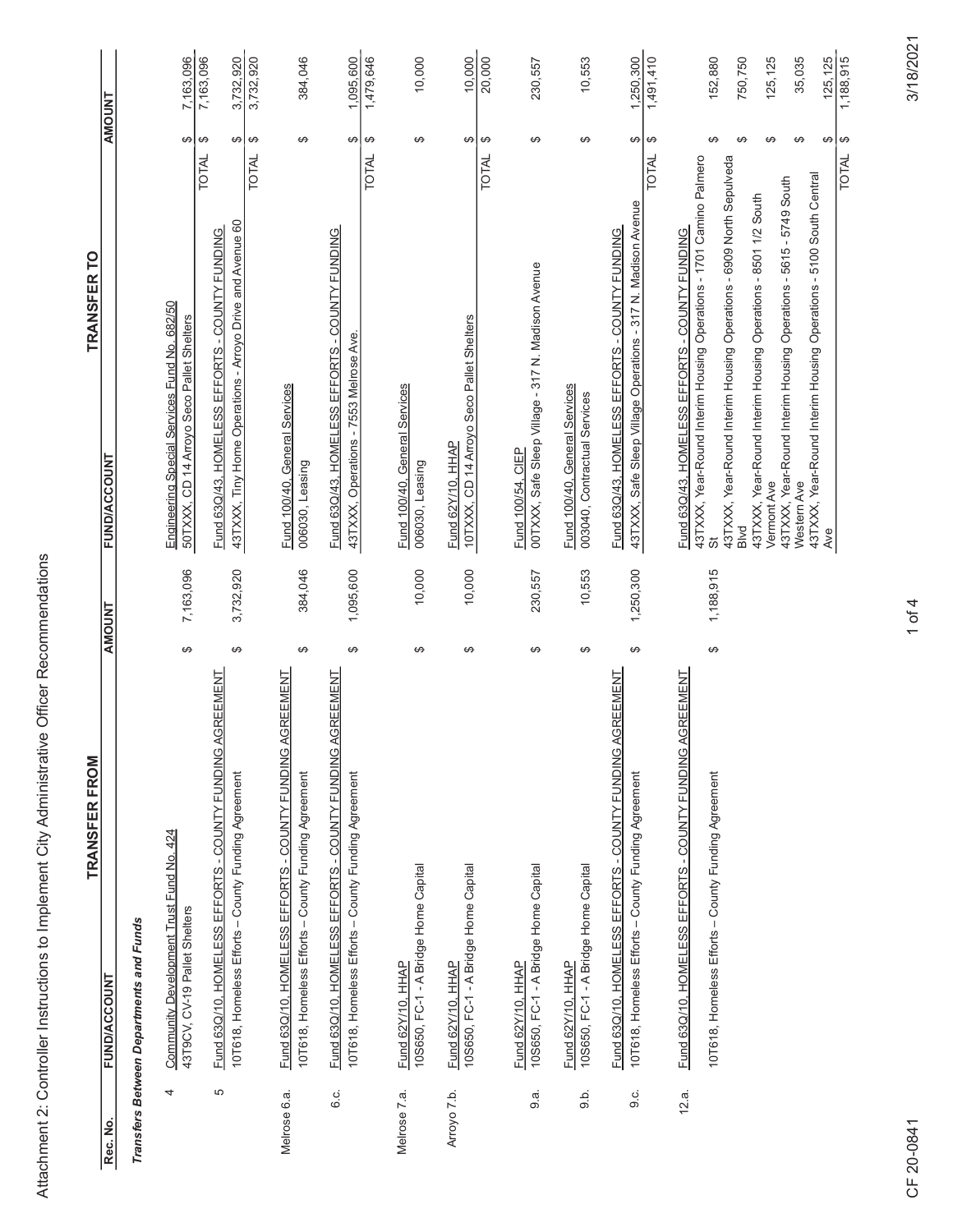Attachment 2: Controller Instructions to Implement City Administrative Officer Recommendations

| | TRANSFER FROM | | TRANSFER TO | |
|---|---|---|---|---|
| **Rec. No.** | **FUND/ACCOUNT** | **AMOUNT** | **FUND/ACCOUNT** | **AMOUNT** |
| ***Transfers Between Departments and Funds*** | | | | |
| 4 | Community Development Trust Fund No. 424 | | Engineering Special Services Fund No. 682/50 | |
| | 43T9CV, CV-19 Pallet Shelters | $ 7,163,096 | 50TXXX, CD 14 Arroyo Seco Pallet Shelters | $ 7,163,096 |
| | | | TOTAL | $ 7,163,096 |
| 5 | Fund 63Q/10, HOMELESS EFFORTS - COUNTY FUNDING AGREEMENT | | Fund 63Q/43, HOMELESS EFFORTS - COUNTY FUNDING | |
| | 10T618, Homeless Efforts – County Funding Agreement | $ 3,732,920 | 43TXXX, Tiny Home Operations - Arroyo Drive and Avenue 60 | $ 3,732,920 |
| | | | TOTAL | $ 3,732,920 |
| Melrose 6.a. | Fund 63Q/10, HOMELESS EFFORTS - COUNTY FUNDING AGREEMENT | | Fund 100/40, General Services | |
| | 10T618, Homeless Efforts – County Funding Agreement | $ 384,046 | 006030, Leasing | $ 384,046 |
| 6.c. | Fund 63Q/10, HOMELESS EFFORTS - COUNTY FUNDING AGREEMENT | | Fund 63Q/43, HOMELESS EFFORTS - COUNTY FUNDING | |
| | 10T618, Homeless Efforts – County Funding Agreement | $ 1,095,600 | 43TXXX, Operations - 7553 Melrose Ave. | $ 1,095,600 |
| | | | TOTAL | $ 1,479,646 |
| Melrose 7.a. | Fund 62Y/10, HHAP | | Fund 100/40, General Services | |
| | 10S650, FC-1 - A Bridge Home Capital | $ 10,000 | 006030, Leasing | $ 10,000 |
| Arroyo 7.b. | Fund 62Y/10, HHAP | | Fund 62Y/10, HHAP | |
| | 10S650, FC-1 - A Bridge Home Capital | $ 10,000 | 10TXXX, CD 14 Arroyo Seco Pallet Shelters | $ 10,000 |
| | | | TOTAL | $ 20,000 |
| 9.a. | Fund 62Y/10, HHAP | | Fund 100/54, CIEP | |
| | 10S650, FC-1 - A Bridge Home Capital | $ 230,557 | 00TXXX, Safe Sleep Village - 317 N. Madison Avenue | $ 230,557 |
| 9.b. | Fund 62Y/10, HHAP | | Fund 100/40, General Services | |
| | 10S650, FC-1 - A Bridge Home Capital | $ 10,553 | 003040, Contractual Services | $ 10,553 |
| 9.c. | Fund 63Q/10, HOMELESS EFFORTS - COUNTY FUNDING AGREEMENT | | Fund 63Q/43, HOMELESS EFFORTS - COUNTY FUNDING | |
| | 10T618, Homeless Efforts – County Funding Agreement | $ 1,250,300 | 43TXXX, Safe Sleep Village Operations - 317 N. Madison Avenue | $ 1,250,300 |
| | | | TOTAL | $ 1,491,410 |
| 12.a. | Fund 63Q/10, HOMELESS EFFORTS - COUNTY FUNDING AGREEMENT | | Fund 63Q/43, HOMELESS EFFORTS - COUNTY FUNDING | |
| | 10T618, Homeless Efforts – County Funding Agreement | $ 1,188,915 | 43TXXX, Year-Round Interim Housing Operations - 1701 Camino Palmero St | $ 152,880 |
| | | | 43TXXX, Year-Round Interim Housing Operations - 6909 North Sepulveda Blvd | $ 750,750 |
| | | | 43TXXX, Year-Round Interim Housing Operations - 8501 1/2 South Vermont Ave | $ 125,125 |
| | | | 43TXXX, Year-Round Interim Housing Operations - 5615 - 5749 South Western Ave | $ 35,035 |
| | | | 43TXXX, Year-Round Interim Housing Operations - 5100 South Central Ave | $ 125,125 |
| | | | TOTAL | $ 1,188,915 |

CF 20-0841

3/18/2021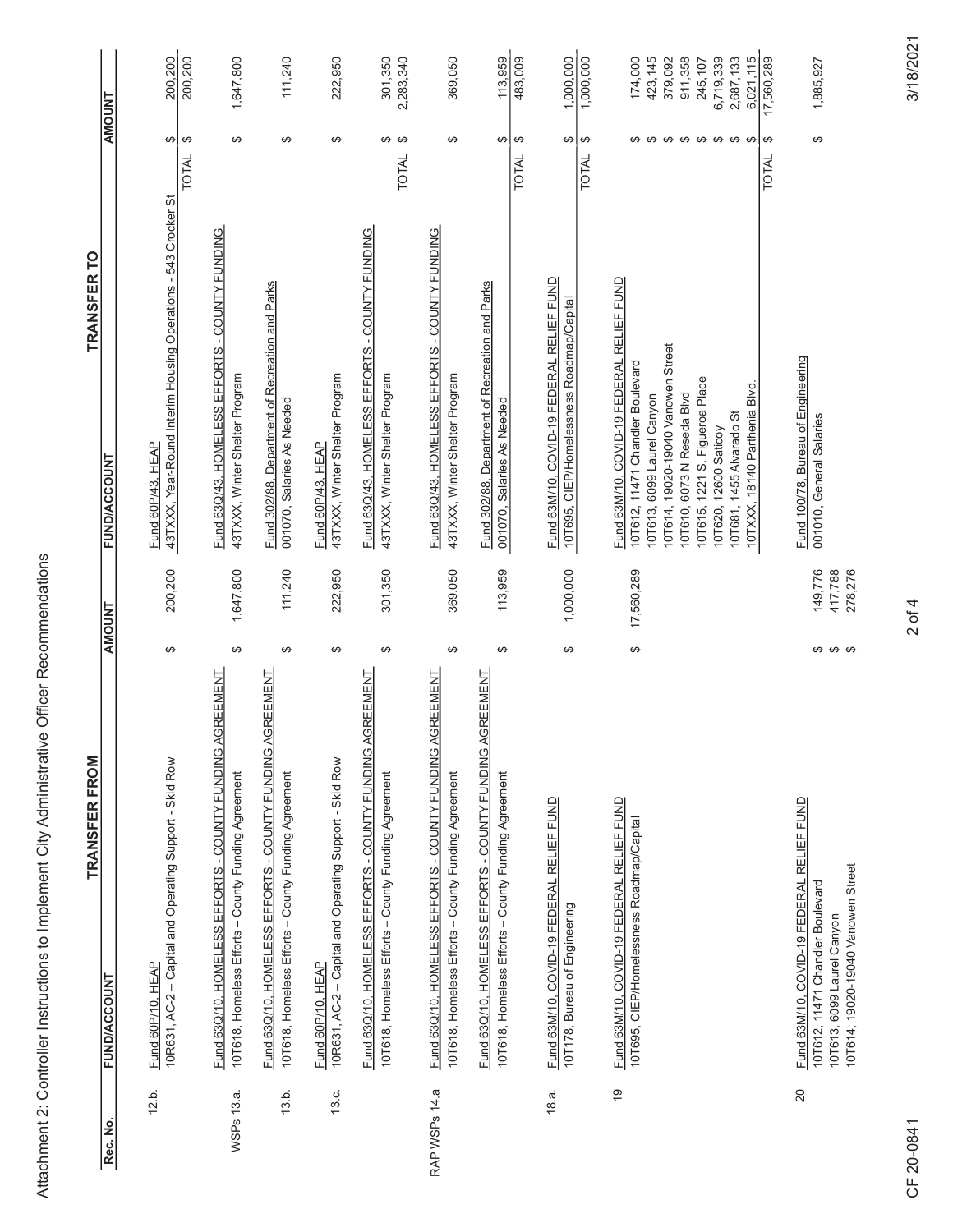Attachment 2: Controller Instructions to Implement City Administrative Officer Recommendations

| Rec. No. | TRANSFER FROM FUND/ACCOUNT | TRANSFER FROM AMOUNT | TRANSFER TO FUND/ACCOUNT | | TRANSFER TO AMOUNT |
|---|---|---|---|---|---|
| 12.b. | Fund 60P/10, HEAP<br>10R631, AC-2 – Capital and Operating Support - Skid Row | $ 200,200 | Fund 60P/43, HEAP<br>43TXXX, Year-Round Interim Housing Operations - 543 Crocker St | | $ 200,200 |
| | | | | TOTAL | $ 200,200 |
| WSPs 13.a. | Fund 63Q/10, HOMELESS EFFORTS - COUNTY FUNDING AGREEMENT<br>10T618, Homeless Efforts – County Funding Agreement | $ 1,647,800 | Fund 63Q/43, HOMELESS EFFORTS - COUNTY FUNDING<br>43TXXX, Winter Shelter Program | | $ 1,647,800 |
| 13.b. | Fund 63Q/10, HOMELESS EFFORTS - COUNTY FUNDING AGREEMENT<br>10T618, Homeless Efforts – County Funding Agreement | $ 111,240 | Fund 302/88, Department of Recreation and Parks<br>001070, Salaries As Needed | | $ 111,240 |
| 13.c. | Fund 60P/10, HEAP<br>10R631, AC-2 – Capital and Operating Support - Skid Row | $ 222,950 | Fund 60P/43, HEAP<br>43TXXX, Winter Shelter Program | | $ 222,950 |
| | Fund 63Q/10, HOMELESS EFFORTS - COUNTY FUNDING AGREEMENT<br>10T618, Homeless Efforts – County Funding Agreement | $ 301,350 | Fund 63Q/43, HOMELESS EFFORTS - COUNTY FUNDING<br>43TXXX, Winter Shelter Program | | $ 301,350 |
| | | | | TOTAL | $ 2,283,340 |
| RAP WSPs 14.a | Fund 63Q/10, HOMELESS EFFORTS - COUNTY FUNDING AGREEMENT<br>10T618, Homeless Efforts – County Funding Agreement | $ 369,050 | Fund 63Q/43, HOMELESS EFFORTS - COUNTY FUNDING<br>43TXXX, Winter Shelter Program | | $ 369,050 |
| | Fund 63Q/10, HOMELESS EFFORTS - COUNTY FUNDING AGREEMENT<br>10T618, Homeless Efforts – County Funding Agreement | $ 113,959 | Fund 302/88, Department of Recreation and Parks<br>001070, Salaries As Needed | | $ 113,959 |
| | | | | TOTAL | $ 483,009 |
| 18.a. | Fund 63M/10, COVID-19 FEDERAL RELIEF FUND<br>10T178, Bureau of Engineering | $ 1,000,000 | Fund 63M/10, COVID-19 FEDERAL RELIEF FUND<br>10T695, CIEP/Homelessness Roadmap/Capital | | $ 1,000,000 |
| | | | | TOTAL | $ 1,000,000 |
| 19 | Fund 63M/10, COVID-19 FEDERAL RELIEF FUND<br>10T695, CIEP/Homelessness Roadmap/Capital | $ 17,560,289 | Fund 63M/10, COVID-19 FEDERAL RELIEF FUND<br>10T612, 11471 Chandler Boulevard | | $ 174,000 |
| | | | 10T613, 6099 Laurel Canyon | | $ 423,145 |
| | | | 10T614, 19020-19040 Vanowen Street | | $ 379,092 |
| | | | 10T610, 6073 N Reseda Blvd | | $ 911,358 |
| | | | 10T615, 1221 S. Figueroa Place | | $ 245,107 |
| | | | 10T620, 12600 Saticoy | | $ 6,719,339 |
| | | | 10T681, 1455 Alvarado St | | $ 2,687,133 |
| | | | 10TXXX, 18140 Parthenia Blvd. | | $ 6,021,115 |
| | | | | TOTAL | $ 17,560,289 |
| 20 | Fund 63M/10, COVID-19 FEDERAL RELIEF FUND<br>10T612, 11471 Chandler Boulevard | $ 149,776 | Fund 100/78, Bureau of Engineering<br>001010, General Salaries | | $ 1,885,927 |
| | 10T613, 6099 Laurel Canyon | $ 417,788 | | | |
| | 10T614, 19020-19040 Vanowen Street | $ 278,276 | | | |

CF 20-0841

3/18/2021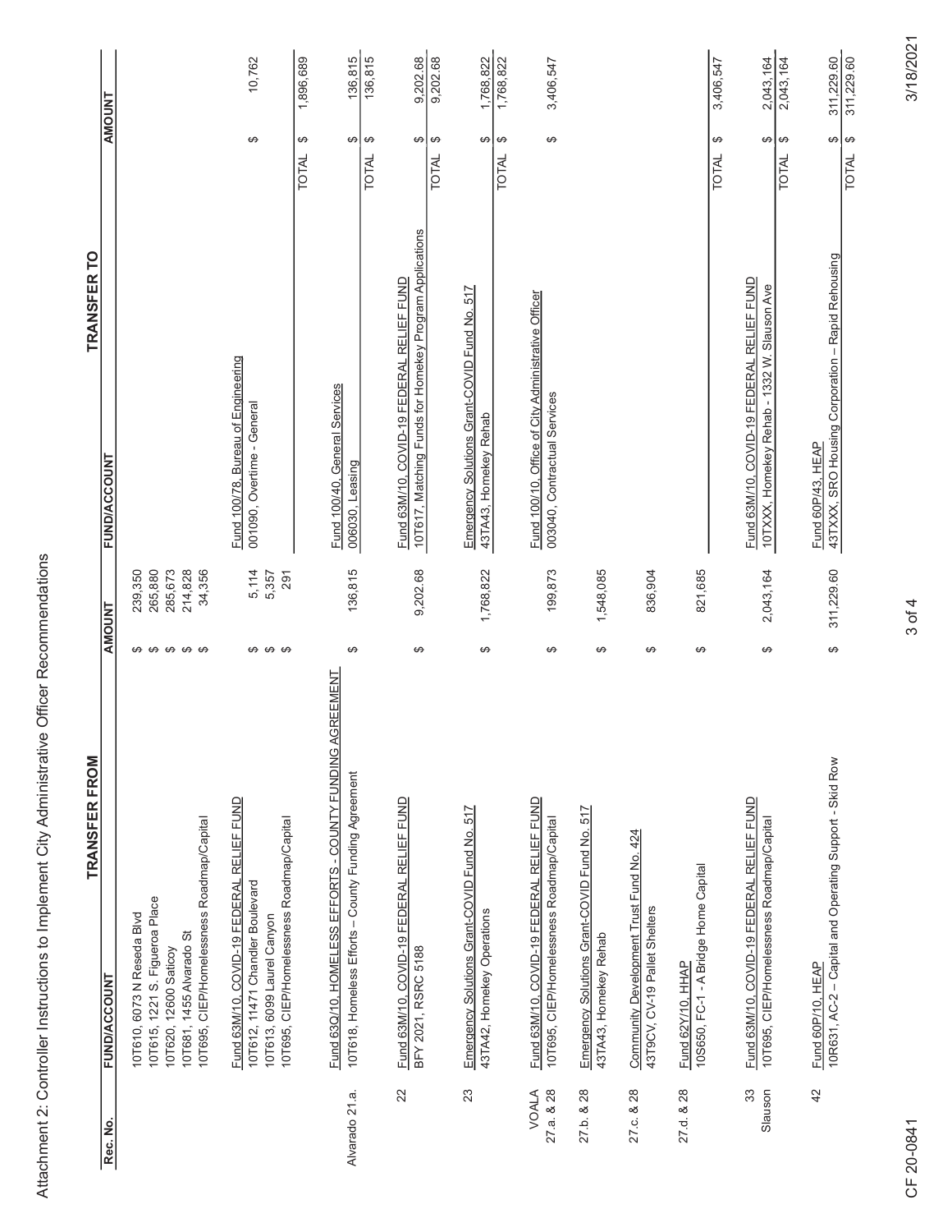Attachment 2: Controller Instructions to Implement City Administrative Officer Recommendations

| Rec. No. | TRANSFER FROM FUND/ACCOUNT | AMOUNT | TRANSFER TO FUND/ACCOUNT | | AMOUNT |
|---|---|---|---|---|---|
| | 10T610, 6073 N Reseda Blvd | $ 239,350 | | | |
| | 10T615, 1221 S. Figueroa Place | $ 265,880 | | | |
| | 10T620, 12600 Saticoy | $ 285,673 | | | |
| | 10T681, 1455 Alvarado St | $ 214,828 | | | |
| | 10T695, CIEP/Homelessness Roadmap/Capital | $ 34,356 | | | |
| | Fund 63M/10, COVID-19 FEDERAL RELIEF FUND | | Fund 100/78, Bureau of Engineering | | |
| | 10T612, 11471 Chandler Boulevard | $ 5,114 | 001090, Overtime - General | | $ 10,762 |
| | 10T613, 6099 Laurel Canyon | $ 5,357 | | | |
| | 10T695, CIEP/Homelessness Roadmap/Capital | $ 291 | | | |
| | | | | TOTAL | $ 1,896,689 |
| Alvarado 21.a. | Fund 63Q/10, HOMELESS EFFORTS - COUNTY FUNDING AGREEMENT | | Fund 100/40, General Services | | |
| | 10T618, Homeless Efforts – County Funding Agreement | $ 136,815 | 006030, Leasing | | $ 136,815 |
| | | | | TOTAL | $ 136,815 |
| 22 | Fund 63M/10, COVID-19 FEDERAL RELIEF FUND | | Fund 63M/10, COVID-19 FEDERAL RELIEF FUND | | |
| | BFY 2021, RSRC 5188 | $ 9,202.68 | 10T617, Matching Funds for Homekey Program Applications | | $ 9,202.68 |
| | | | | TOTAL | $ 9,202.68 |
| 23 | Emergency Solutions Grant-COVID Fund No. 517 | | Emergency Solutions Grant-COVID Fund No. 517 | | |
| | 43TA42, Homekey Operations | $ 1,768,822 | 43TA43, Homekey Rehab | | $ 1,768,822 |
| | | | | TOTAL | $ 1,768,822 |
| VOALA 27.a. & 28 | Fund 63M/10, COVID-19 FEDERAL RELIEF FUND | | Fund 100/10, Office of City Administrative Officer | | |
| | 10T695, CIEP/Homelessness Roadmap/Capital | $ 199,873 | 003040, Contractual Services | | $ 3,406,547 |
| 27.b. & 28 | Emergency Solutions Grant-COVID Fund No. 517 | | | | |
| | 43TA43, Homekey Rehab | $ 1,548,085 | | | |
| 27.c. & 28 | Community Development Trust Fund No. 424 | | | | |
| | 43T9CV, CV-19 Pallet Shelters | $ 836,904 | | | |
| 27.d. & 28 | Fund 62Y/10, HHAP | | | | |
| | 10S650, FC-1 - A Bridge Home Capital | $ 821,685 | | | |
| | | | | TOTAL | $ 3,406,547 |
| 33 Slauson | Fund 63M/10, COVID-19 FEDERAL RELIEF FUND | | Fund 63M/10, COVID-19 FEDERAL RELIEF FUND | | |
| | 10T695, CIEP/Homelessness Roadmap/Capital | $ 2,043,164 | 10TXXX, Homekey Rehab - 1332 W. Slauson Ave | | $ 2,043,164 |
| | | | | TOTAL | $ 2,043,164 |
| 42 | Fund 60P/10, HEAP | | Fund 60P/43, HEAP | | |
| | 10R631, AC-2 – Capital and Operating Support - Skid Row | $ 311,229.60 | 43TXXX, SRO Housing Corporation – Rapid Rehousing | | $ 311,229.60 |
| | | | | TOTAL | $ 311,229.60 |

CF 20-0841

3/18/2021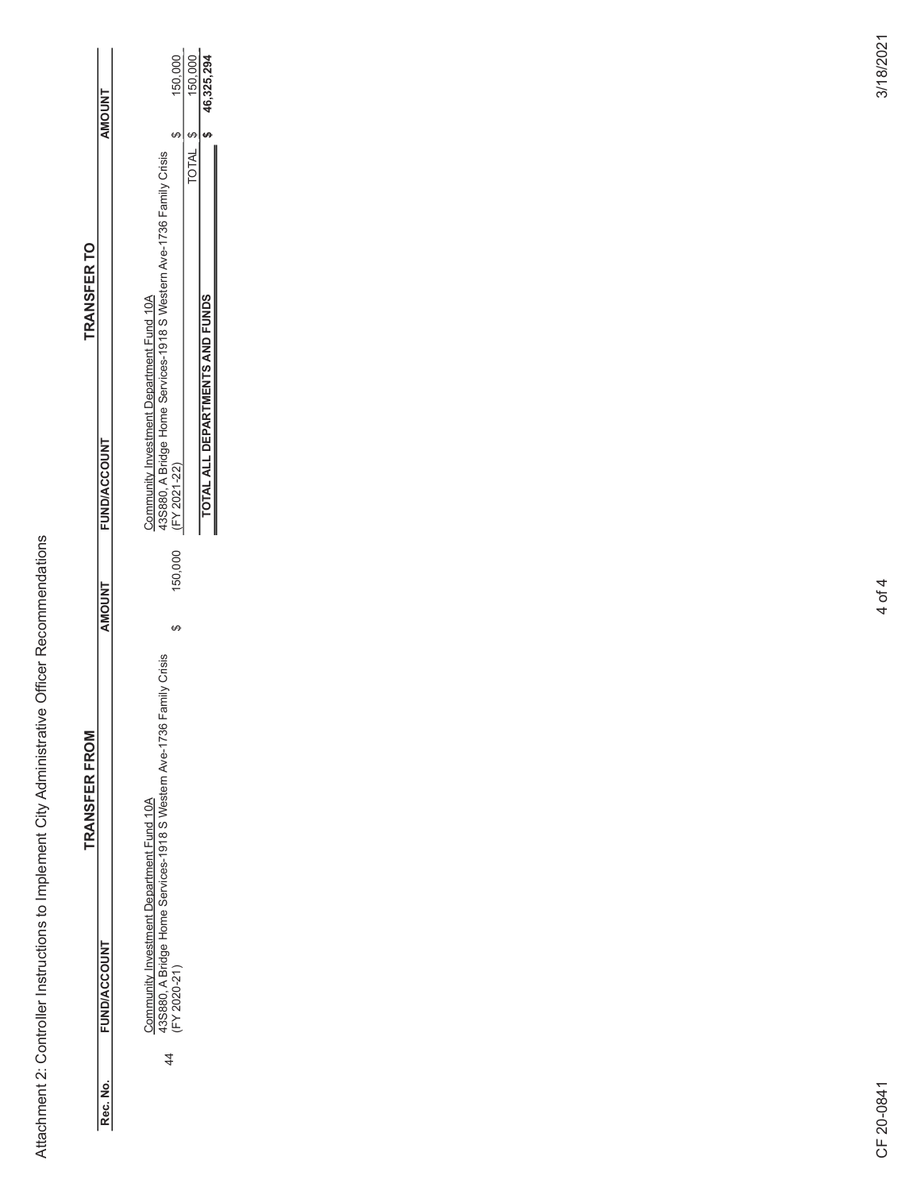# Attachment 2: Controller Instructions to Implement City Administrative Officer Recommendations

| | TRANSFER FROM | | TRANSFER TO | |
|---|---|---|---|---|
| **Rec. No.** | **FUND/ACCOUNT** | **AMOUNT** | **FUND/ACCOUNT** | **AMOUNT** |
| 44 | Community Investment Department Fund 10A<br>43S880, A Bridge Home Services-1918 S Western Ave-1736 Family Crisis (FY 2020-21) | $ 150,000 | Community Investment Department Fund 10A<br>43S880, A Bridge Home Services-1918 S Western Ave-1736 Family Crisis (FY 2021-22) | $ 150,000 |
| | | | TOTAL | $ 150,000 |
| | | | **TOTAL ALL DEPARTMENTS AND FUNDS** | **$ 46,325,294** |

CF 20-0841

3/18/2021